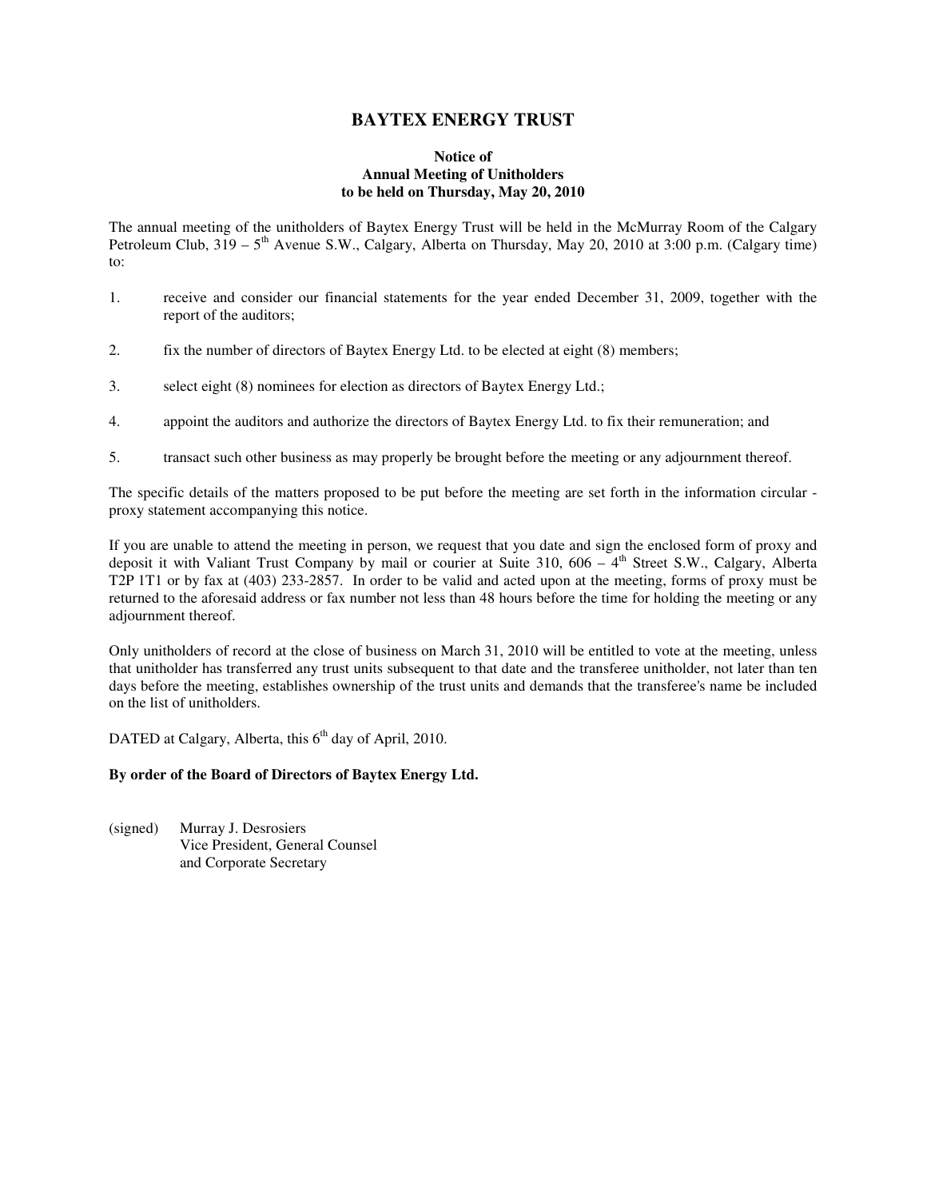# BAYTEX ENERGY TRUST

**Notice of**
**Annual Meeting of Unitholders**
**to be held on Thursday, May 20, 2010**

The annual meeting of the unitholders of Baytex Energy Trust will be held in the McMurray Room of the Calgary Petroleum Club, 319 – 5th Avenue S.W., Calgary, Alberta on Thursday, May 20, 2010 at 3:00 p.m. (Calgary time) to:

1. receive and consider our financial statements for the year ended December 31, 2009, together with the report of the auditors;

2. fix the number of directors of Baytex Energy Ltd. to be elected at eight (8) members;

3. select eight (8) nominees for election as directors of Baytex Energy Ltd.;

4. appoint the auditors and authorize the directors of Baytex Energy Ltd. to fix their remuneration; and

5. transact such other business as may properly be brought before the meeting or any adjournment thereof.

The specific details of the matters proposed to be put before the meeting are set forth in the information circular - proxy statement accompanying this notice.

If you are unable to attend the meeting in person, we request that you date and sign the enclosed form of proxy and deposit it with Valiant Trust Company by mail or courier at Suite 310, 606 – 4th Street S.W., Calgary, Alberta T2P 1T1 or by fax at (403) 233-2857. In order to be valid and acted upon at the meeting, forms of proxy must be returned to the aforesaid address or fax number not less than 48 hours before the time for holding the meeting or any adjournment thereof.

Only unitholders of record at the close of business on March 31, 2010 will be entitled to vote at the meeting, unless that unitholder has transferred any trust units subsequent to that date and the transferee unitholder, not later than ten days before the meeting, establishes ownership of the trust units and demands that the transferee's name be included on the list of unitholders.

DATED at Calgary, Alberta, this 6th day of April, 2010.

**By order of the Board of Directors of Baytex Energy Ltd.**

(signed) Murray J. Desrosiers
Vice President, General Counsel
and Corporate Secretary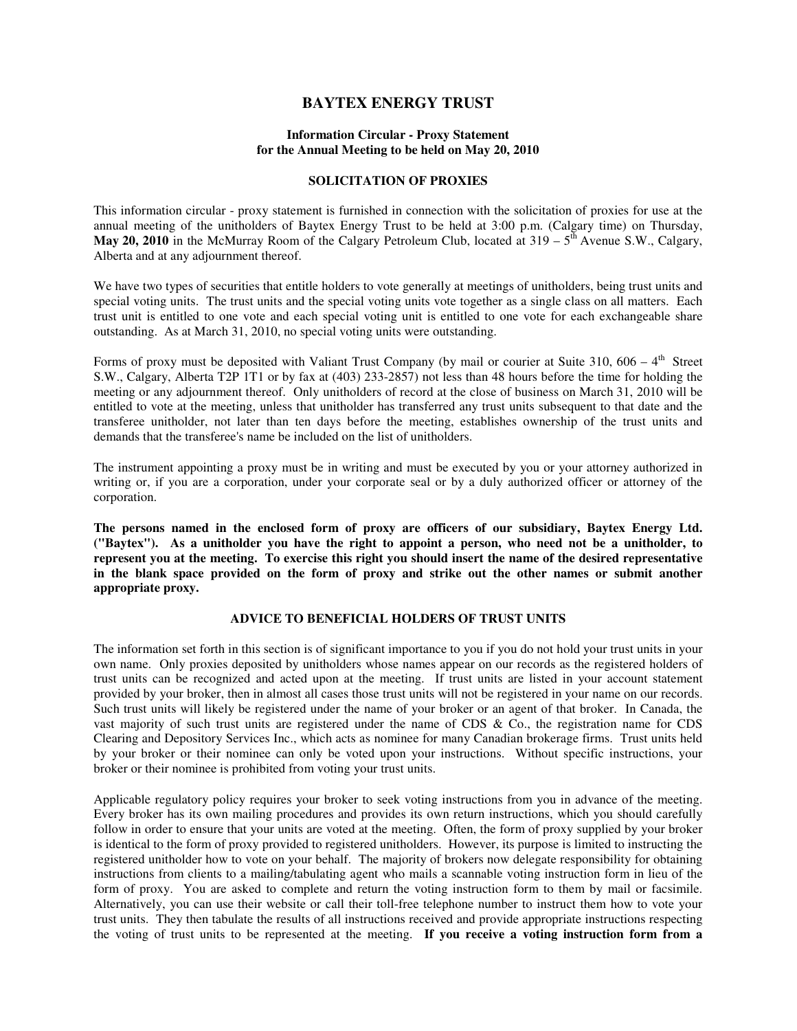# BAYTEX ENERGY TRUST

**Information Circular - Proxy Statement**
**for the Annual Meeting to be held on May 20, 2010**

## SOLICITATION OF PROXIES

This information circular - proxy statement is furnished in connection with the solicitation of proxies for use at the annual meeting of the unitholders of Baytex Energy Trust to be held at 3:00 p.m. (Calgary time) on Thursday, **May 20, 2010** in the McMurray Room of the Calgary Petroleum Club, located at 319 – 5th Avenue S.W., Calgary, Alberta and at any adjournment thereof.

We have two types of securities that entitle holders to vote generally at meetings of unitholders, being trust units and special voting units. The trust units and the special voting units vote together as a single class on all matters. Each trust unit is entitled to one vote and each special voting unit is entitled to one vote for each exchangeable share outstanding. As at March 31, 2010, no special voting units were outstanding.

Forms of proxy must be deposited with Valiant Trust Company (by mail or courier at Suite 310, 606 – 4th Street S.W., Calgary, Alberta T2P 1T1 or by fax at (403) 233-2857) not less than 48 hours before the time for holding the meeting or any adjournment thereof. Only unitholders of record at the close of business on March 31, 2010 will be entitled to vote at the meeting, unless that unitholder has transferred any trust units subsequent to that date and the transferee unitholder, not later than ten days before the meeting, establishes ownership of the trust units and demands that the transferee's name be included on the list of unitholders.

The instrument appointing a proxy must be in writing and must be executed by you or your attorney authorized in writing or, if you are a corporation, under your corporate seal or by a duly authorized officer or attorney of the corporation.

**The persons named in the enclosed form of proxy are officers of our subsidiary, Baytex Energy Ltd. ("Baytex"). As a unitholder you have the right to appoint a person, who need not be a unitholder, to represent you at the meeting. To exercise this right you should insert the name of the desired representative in the blank space provided on the form of proxy and strike out the other names or submit another appropriate proxy.**

## ADVICE TO BENEFICIAL HOLDERS OF TRUST UNITS

The information set forth in this section is of significant importance to you if you do not hold your trust units in your own name. Only proxies deposited by unitholders whose names appear on our records as the registered holders of trust units can be recognized and acted upon at the meeting. If trust units are listed in your account statement provided by your broker, then in almost all cases those trust units will not be registered in your name on our records. Such trust units will likely be registered under the name of your broker or an agent of that broker. In Canada, the vast majority of such trust units are registered under the name of CDS & Co., the registration name for CDS Clearing and Depository Services Inc., which acts as nominee for many Canadian brokerage firms. Trust units held by your broker or their nominee can only be voted upon your instructions. Without specific instructions, your broker or their nominee is prohibited from voting your trust units.

Applicable regulatory policy requires your broker to seek voting instructions from you in advance of the meeting. Every broker has its own mailing procedures and provides its own return instructions, which you should carefully follow in order to ensure that your units are voted at the meeting. Often, the form of proxy supplied by your broker is identical to the form of proxy provided to registered unitholders. However, its purpose is limited to instructing the registered unitholder how to vote on your behalf. The majority of brokers now delegate responsibility for obtaining instructions from clients to a mailing/tabulating agent who mails a scannable voting instruction form in lieu of the form of proxy. You are asked to complete and return the voting instruction form to them by mail or facsimile. Alternatively, you can use their website or call their toll-free telephone number to instruct them how to vote your trust units. They then tabulate the results of all instructions received and provide appropriate instructions respecting the voting of trust units to be represented at the meeting. **If you receive a voting instruction form from a**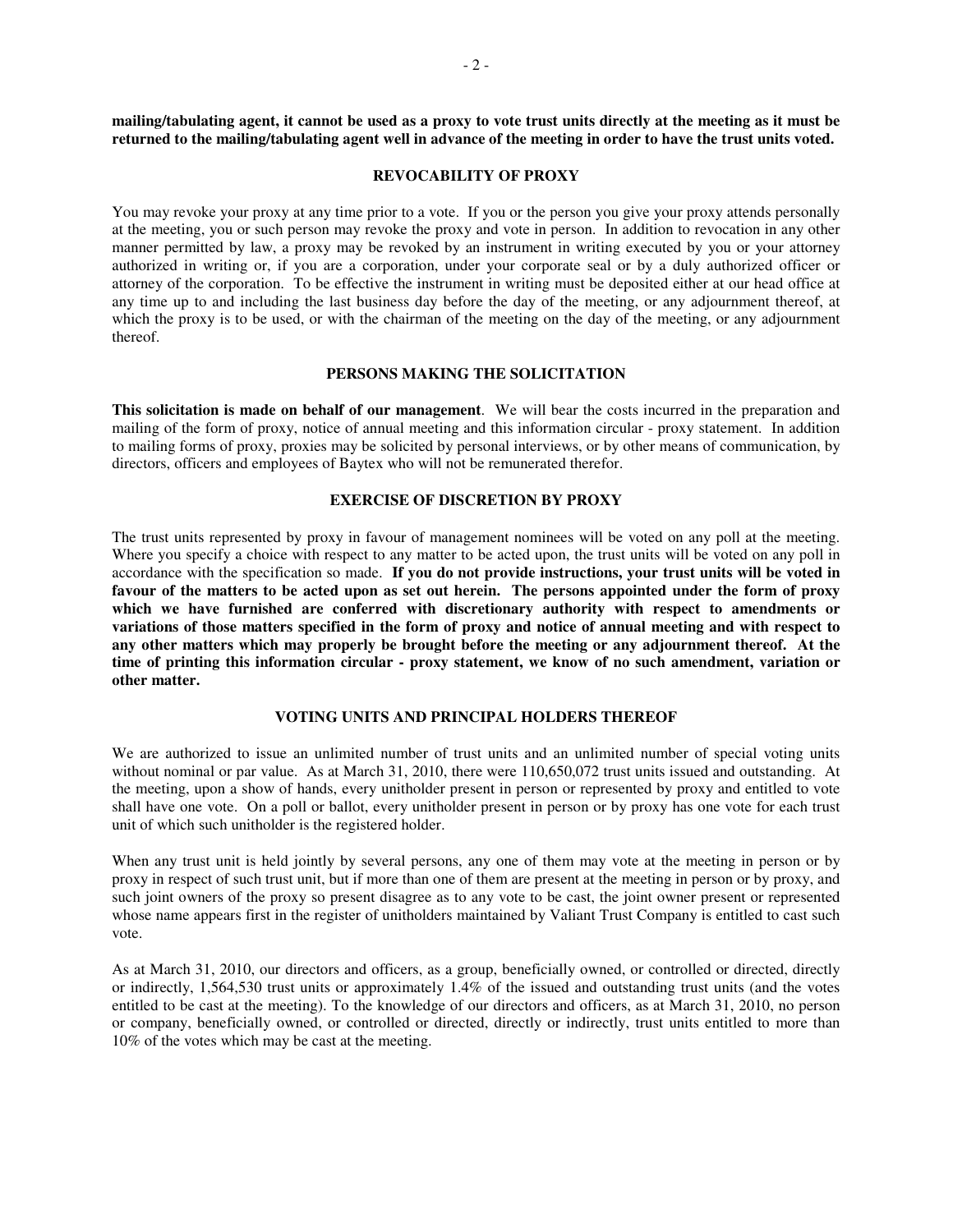**mailing/tabulating agent, it cannot be used as a proxy to vote trust units directly at the meeting as it must be returned to the mailing/tabulating agent well in advance of the meeting in order to have the trust units voted.**

## REVOCABILITY OF PROXY

You may revoke your proxy at any time prior to a vote. If you or the person you give your proxy attends personally at the meeting, you or such person may revoke the proxy and vote in person. In addition to revocation in any other manner permitted by law, a proxy may be revoked by an instrument in writing executed by you or your attorney authorized in writing or, if you are a corporation, under your corporate seal or by a duly authorized officer or attorney of the corporation. To be effective the instrument in writing must be deposited either at our head office at any time up to and including the last business day before the day of the meeting, or any adjournment thereof, at which the proxy is to be used, or with the chairman of the meeting on the day of the meeting, or any adjournment thereof.

## PERSONS MAKING THE SOLICITATION

**This solicitation is made on behalf of our management**. We will bear the costs incurred in the preparation and mailing of the form of proxy, notice of annual meeting and this information circular - proxy statement. In addition to mailing forms of proxy, proxies may be solicited by personal interviews, or by other means of communication, by directors, officers and employees of Baytex who will not be remunerated therefor.

## EXERCISE OF DISCRETION BY PROXY

The trust units represented by proxy in favour of management nominees will be voted on any poll at the meeting. Where you specify a choice with respect to any matter to be acted upon, the trust units will be voted on any poll in accordance with the specification so made. **If you do not provide instructions, your trust units will be voted in favour of the matters to be acted upon as set out herein. The persons appointed under the form of proxy which we have furnished are conferred with discretionary authority with respect to amendments or variations of those matters specified in the form of proxy and notice of annual meeting and with respect to any other matters which may properly be brought before the meeting or any adjournment thereof. At the time of printing this information circular - proxy statement, we know of no such amendment, variation or other matter.**

## VOTING UNITS AND PRINCIPAL HOLDERS THEREOF

We are authorized to issue an unlimited number of trust units and an unlimited number of special voting units without nominal or par value. As at March 31, 2010, there were 110,650,072 trust units issued and outstanding. At the meeting, upon a show of hands, every unitholder present in person or represented by proxy and entitled to vote shall have one vote. On a poll or ballot, every unitholder present in person or by proxy has one vote for each trust unit of which such unitholder is the registered holder.

When any trust unit is held jointly by several persons, any one of them may vote at the meeting in person or by proxy in respect of such trust unit, but if more than one of them are present at the meeting in person or by proxy, and such joint owners of the proxy so present disagree as to any vote to be cast, the joint owner present or represented whose name appears first in the register of unitholders maintained by Valiant Trust Company is entitled to cast such vote.

As at March 31, 2010, our directors and officers, as a group, beneficially owned, or controlled or directed, directly or indirectly, 1,564,530 trust units or approximately 1.4% of the issued and outstanding trust units (and the votes entitled to be cast at the meeting). To the knowledge of our directors and officers, as at March 31, 2010, no person or company, beneficially owned, or controlled or directed, directly or indirectly, trust units entitled to more than 10% of the votes which may be cast at the meeting.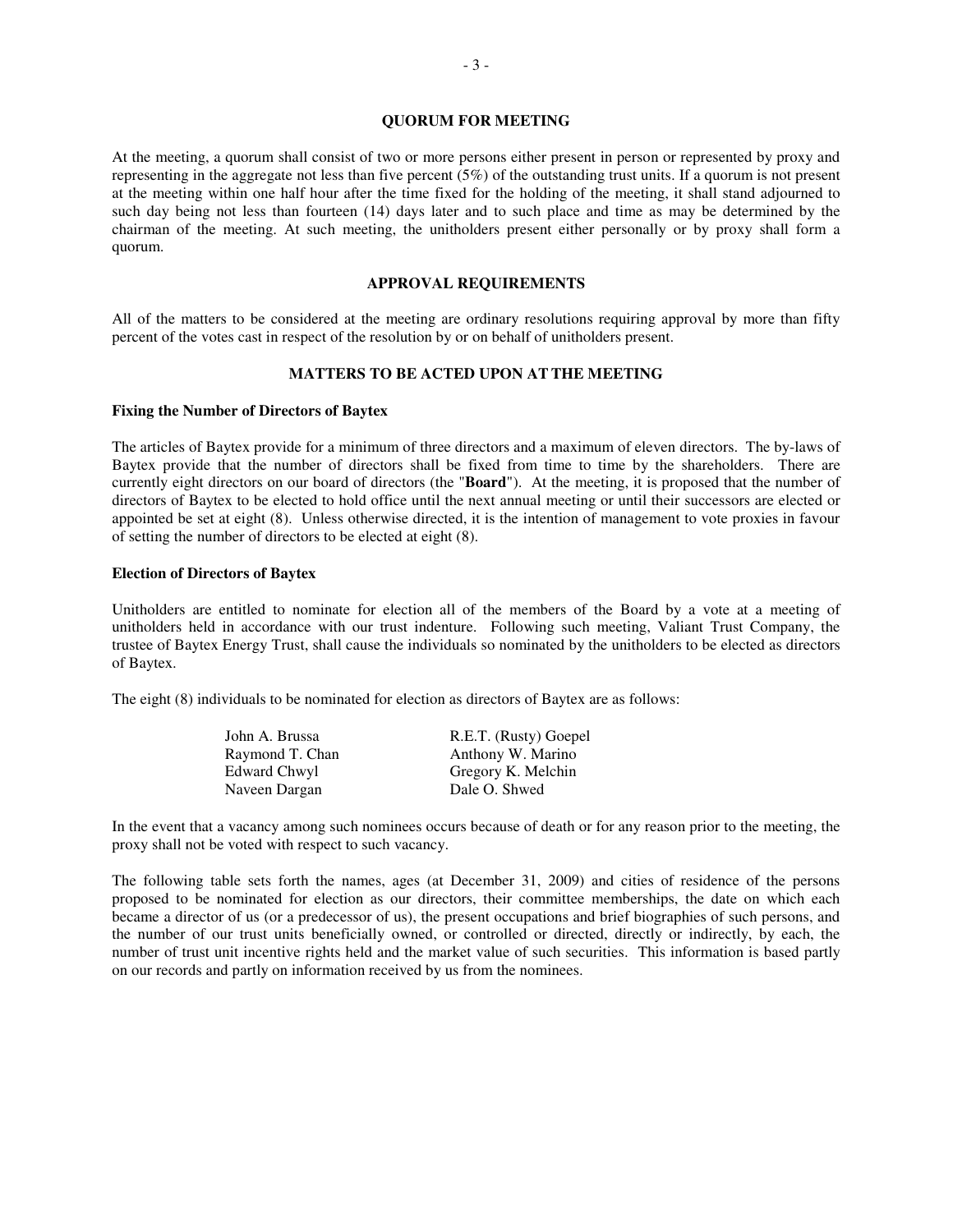## QUORUM FOR MEETING

At the meeting, a quorum shall consist of two or more persons either present in person or represented by proxy and representing in the aggregate not less than five percent (5%) of the outstanding trust units. If a quorum is not present at the meeting within one half hour after the time fixed for the holding of the meeting, it shall stand adjourned to such day being not less than fourteen (14) days later and to such place and time as may be determined by the chairman of the meeting. At such meeting, the unitholders present either personally or by proxy shall form a quorum.

## APPROVAL REQUIREMENTS

All of the matters to be considered at the meeting are ordinary resolutions requiring approval by more than fifty percent of the votes cast in respect of the resolution by or on behalf of unitholders present.

## MATTERS TO BE ACTED UPON AT THE MEETING

### Fixing the Number of Directors of Baytex

The articles of Baytex provide for a minimum of three directors and a maximum of eleven directors. The by-laws of Baytex provide that the number of directors shall be fixed from time to time by the shareholders. There are currently eight directors on our board of directors (the "**Board**"). At the meeting, it is proposed that the number of directors of Baytex to be elected to hold office until the next annual meeting or until their successors are elected or appointed be set at eight (8). Unless otherwise directed, it is the intention of management to vote proxies in favour of setting the number of directors to be elected at eight (8).

### Election of Directors of Baytex

Unitholders are entitled to nominate for election all of the members of the Board by a vote at a meeting of unitholders held in accordance with our trust indenture. Following such meeting, Valiant Trust Company, the trustee of Baytex Energy Trust, shall cause the individuals so nominated by the unitholders to be elected as directors of Baytex.

The eight (8) individuals to be nominated for election as directors of Baytex are as follows:

| | |
|---|---|
| John A. Brussa | R.E.T. (Rusty) Goepel |
| Raymond T. Chan | Anthony W. Marino |
| Edward Chwyl | Gregory K. Melchin |
| Naveen Dargan | Dale O. Shwed |

In the event that a vacancy among such nominees occurs because of death or for any reason prior to the meeting, the proxy shall not be voted with respect to such vacancy.

The following table sets forth the names, ages (at December 31, 2009) and cities of residence of the persons proposed to be nominated for election as our directors, their committee memberships, the date on which each became a director of us (or a predecessor of us), the present occupations and brief biographies of such persons, and the number of our trust units beneficially owned, or controlled or directed, directly or indirectly, by each, the number of trust unit incentive rights held and the market value of such securities. This information is based partly on our records and partly on information received by us from the nominees.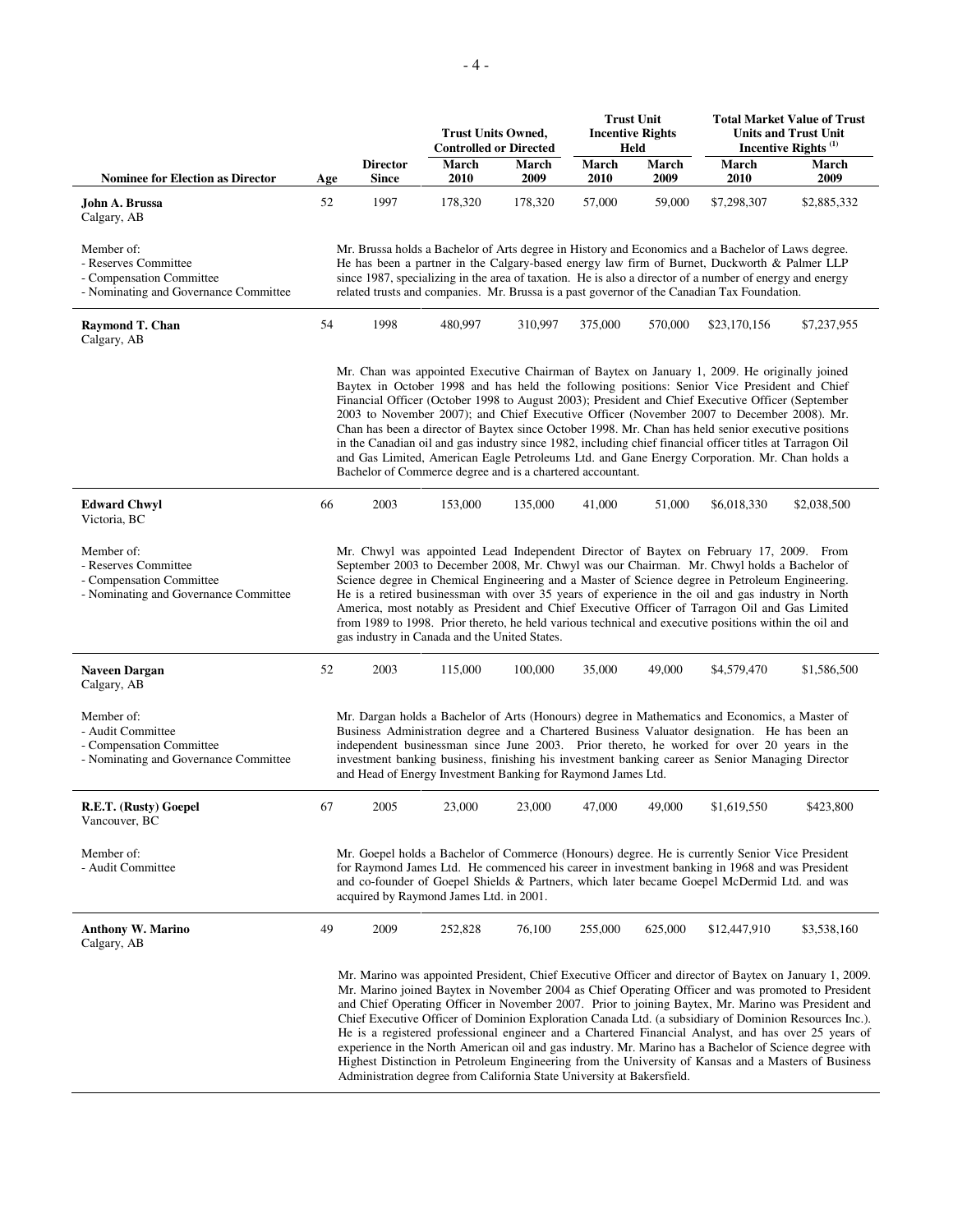| Nominee for Election as Director | Age | Director Since | Trust Units Owned, Controlled or Directed | | Trust Unit Incentive Rights Held | | Total Market Value of Trust Units and Trust Unit Incentive Rights [(1)] | |
|---|---|---|---|---|---|---|---|---|
| | | | March 2010 | March 2009 | March 2010 | March 2009 | March 2010 | March 2009 |
| **John A. Brussa**<br>Calgary, AB | 52 | 1997 | 178,320 | 178,320 | 57,000 | 59,000 | $7,298,307 | $2,885,332 |
| Member of:<br>- Reserves Committee<br>- Compensation Committee<br>- Nominating and Governance Committee | Mr. Brussa holds a Bachelor of Arts degree in History and Economics and a Bachelor of Laws degree. He has been a partner in the Calgary-based energy law firm of Burnet, Duckworth & Palmer LLP since 1987, specializing in the area of taxation. He is also a director of a number of energy and energy related trusts and companies. Mr. Brussa is a past governor of the Canadian Tax Foundation. | | | | | | | |
| **Raymond T. Chan**<br>Calgary, AB | 54 | 1998 | 480,997 | 310,997 | 375,000 | 570,000 | $23,170,156 | $7,237,955 |
| | Mr. Chan was appointed Executive Chairman of Baytex on January 1, 2009. He originally joined Baytex in October 1998 and has held the following positions: Senior Vice President and Chief Financial Officer (October 1998 to August 2003); President and Chief Executive Officer (September 2003 to November 2007); and Chief Executive Officer (November 2007 to December 2008). Mr. Chan has been a director of Baytex since October 1998. Mr. Chan has held senior executive positions in the Canadian oil and gas industry since 1982, including chief financial officer titles at Tarragon Oil and Gas Limited, American Eagle Petroleums Ltd. and Gane Energy Corporation. Mr. Chan holds a Bachelor of Commerce degree and is a chartered accountant. | | | | | | | |
| **Edward Chwyl**<br>Victoria, BC | 66 | 2003 | 153,000 | 135,000 | 41,000 | 51,000 | $6,018,330 | $2,038,500 |
| Member of:<br>- Reserves Committee<br>- Compensation Committee<br>- Nominating and Governance Committee | Mr. Chwyl was appointed Lead Independent Director of Baytex on February 17, 2009. From September 2003 to December 2008, Mr. Chwyl was our Chairman. Mr. Chwyl holds a Bachelor of Science degree in Chemical Engineering and a Master of Science degree in Petroleum Engineering. He is a retired businessman with over 35 years of experience in the oil and gas industry in North America, most notably as President and Chief Executive Officer of Tarragon Oil and Gas Limited from 1989 to 1998. Prior thereto, he held various technical and executive positions within the oil and gas industry in Canada and the United States. | | | | | | | |
| **Naveen Dargan**<br>Calgary, AB | 52 | 2003 | 115,000 | 100,000 | 35,000 | 49,000 | $4,579,470 | $1,586,500 |
| Member of:<br>- Audit Committee<br>- Compensation Committee<br>- Nominating and Governance Committee | Mr. Dargan holds a Bachelor of Arts (Honours) degree in Mathematics and Economics, a Master of Business Administration degree and a Chartered Business Valuator designation. He has been an independent businessman since June 2003. Prior thereto, he worked for over 20 years in the investment banking business, finishing his investment banking career as Senior Managing Director and Head of Energy Investment Banking for Raymond James Ltd. | | | | | | | |
| **R.E.T. (Rusty) Goepel**<br>Vancouver, BC | 67 | 2005 | 23,000 | 23,000 | 47,000 | 49,000 | $1,619,550 | $423,800 |
| Member of:<br>- Audit Committee | Mr. Goepel holds a Bachelor of Commerce (Honours) degree. He is currently Senior Vice President for Raymond James Ltd. He commenced his career in investment banking in 1968 and was President and co-founder of Goepel Shields & Partners, which later became Goepel McDermid Ltd. and was acquired by Raymond James Ltd. in 2001. | | | | | | | |
| **Anthony W. Marino**<br>Calgary, AB | 49 | 2009 | 252,828 | 76,100 | 255,000 | 625,000 | $12,447,910 | $3,538,160 |
| | Mr. Marino was appointed President, Chief Executive Officer and director of Baytex on January 1, 2009. Mr. Marino joined Baytex in November 2004 as Chief Operating Officer and was promoted to President and Chief Operating Officer in November 2007. Prior to joining Baytex, Mr. Marino was President and Chief Executive Officer of Dominion Exploration Canada Ltd. (a subsidiary of Dominion Resources Inc.). He is a registered professional engineer and a Chartered Financial Analyst, and has over 25 years of experience in the North American oil and gas industry. Mr. Marino has a Bachelor of Science degree with Highest Distinction in Petroleum Engineering from the University of Kansas and a Masters of Business Administration degree from California State University at Bakersfield. | | | | | | | |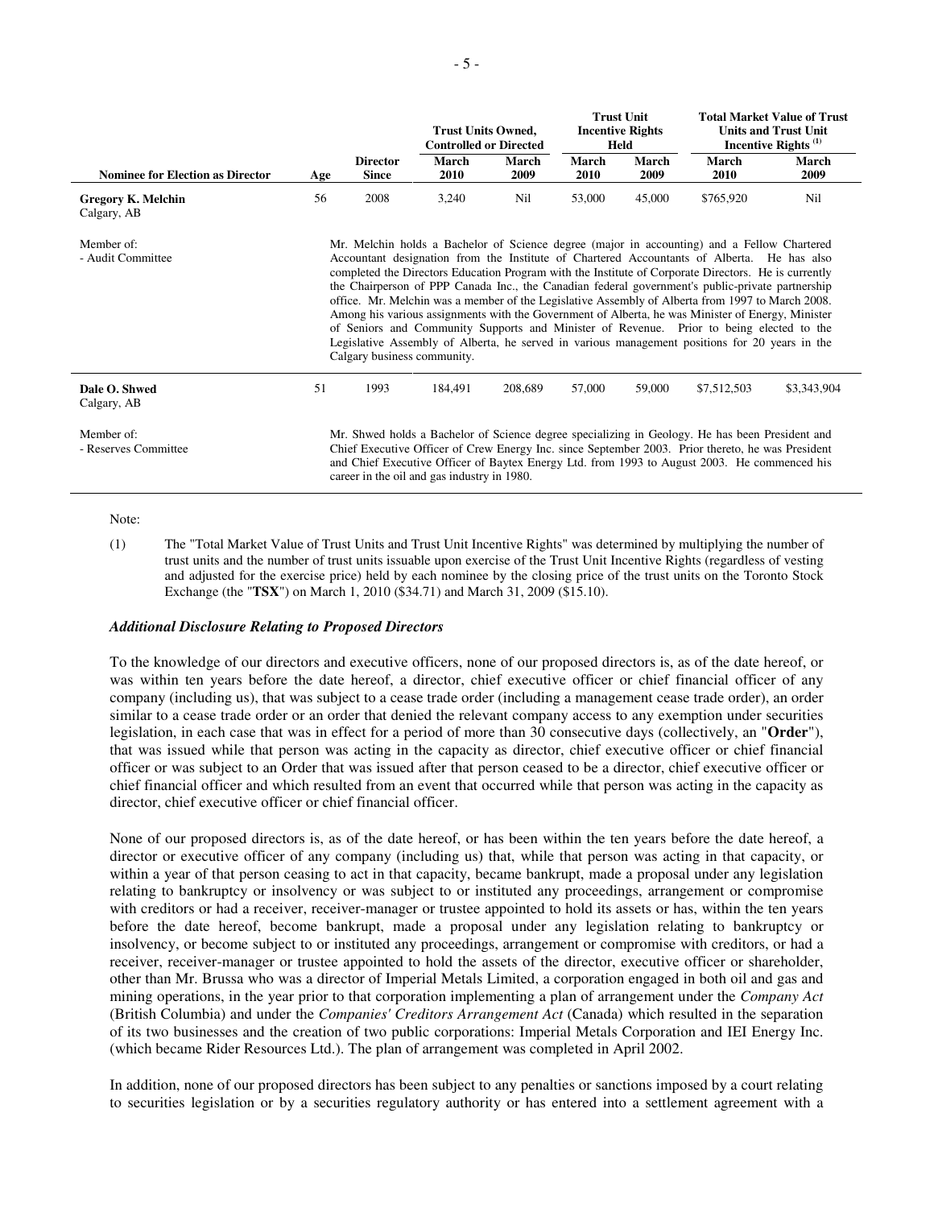| Nominee for Election as Director | Age | Director Since | Trust Units Owned, Controlled or Directed | | Trust Unit Incentive Rights Held | | Total Market Value of Trust Units and Trust Unit Incentive Rights [(1)] | |
|---|---|---|---|---|---|---|---|---|
| | | | March 2010 | March 2009 | March 2010 | March 2009 | March 2010 | March 2009 |
| **Gregory K. Melchin** Calgary, AB | 56 | 2008 | 3,240 | Nil | 53,000 | 45,000 | $765,920 | Nil |
| Member of: - Audit Committee | Mr. Melchin holds a Bachelor of Science degree (major in accounting) and a Fellow Chartered Accountant designation from the Institute of Chartered Accountants of Alberta. He has also completed the Directors Education Program with the Institute of Corporate Directors. He is currently the Chairperson of PPP Canada Inc., the Canadian federal government's public-private partnership office. Mr. Melchin was a member of the Legislative Assembly of Alberta from 1997 to March 2008. Among his various assignments with the Government of Alberta, he was Minister of Energy, Minister of Seniors and Community Supports and Minister of Revenue. Prior to being elected to the Legislative Assembly of Alberta, he served in various management positions for 20 years in the Calgary business community. | | | | | | | |
| **Dale O. Shwed** Calgary, AB | 51 | 1993 | 184,491 | 208,689 | 57,000 | 59,000 | $7,512,503 | $3,343,904 |
| Member of: - Reserves Committee | Mr. Shwed holds a Bachelor of Science degree specializing in Geology. He has been President and Chief Executive Officer of Crew Energy Inc. since September 2003. Prior thereto, he was President and Chief Executive Officer of Baytex Energy Ltd. from 1993 to August 2003. He commenced his career in the oil and gas industry in 1980. | | | | | | | |

Note:

(1) The "Total Market Value of Trust Units and Trust Unit Incentive Rights" was determined by multiplying the number of trust units and the number of trust units issuable upon exercise of the Trust Unit Incentive Rights (regardless of vesting and adjusted for the exercise price) held by each nominee by the closing price of the trust units on the Toronto Stock Exchange (the "**TSX**") on March 1, 2010 ($34.71) and March 31, 2009 ($15.10).

### *Additional Disclosure Relating to Proposed Directors*

To the knowledge of our directors and executive officers, none of our proposed directors is, as of the date hereof, or was within ten years before the date hereof, a director, chief executive officer or chief financial officer of any company (including us), that was subject to a cease trade order (including a management cease trade order), an order similar to a cease trade order or an order that denied the relevant company access to any exemption under securities legislation, in each case that was in effect for a period of more than 30 consecutive days (collectively, an "**Order**"), that was issued while that person was acting in the capacity as director, chief executive officer or chief financial officer or was subject to an Order that was issued after that person ceased to be a director, chief executive officer or chief financial officer and which resulted from an event that occurred while that person was acting in the capacity as director, chief executive officer or chief financial officer.

None of our proposed directors is, as of the date hereof, or has been within the ten years before the date hereof, a director or executive officer of any company (including us) that, while that person was acting in that capacity, or within a year of that person ceasing to act in that capacity, became bankrupt, made a proposal under any legislation relating to bankruptcy or insolvency or was subject to or instituted any proceedings, arrangement or compromise with creditors or had a receiver, receiver-manager or trustee appointed to hold its assets or has, within the ten years before the date hereof, become bankrupt, made a proposal under any legislation relating to bankruptcy or insolvency, or become subject to or instituted any proceedings, arrangement or compromise with creditors, or had a receiver, receiver-manager or trustee appointed to hold the assets of the director, executive officer or shareholder, other than Mr. Brussa who was a director of Imperial Metals Limited, a corporation engaged in both oil and gas and mining operations, in the year prior to that corporation implementing a plan of arrangement under the *Company Act* (British Columbia) and under the *Companies' Creditors Arrangement Act* (Canada) which resulted in the separation of its two businesses and the creation of two public corporations: Imperial Metals Corporation and IEI Energy Inc. (which became Rider Resources Ltd.). The plan of arrangement was completed in April 2002.

In addition, none of our proposed directors has been subject to any penalties or sanctions imposed by a court relating to securities legislation or by a securities regulatory authority or has entered into a settlement agreement with a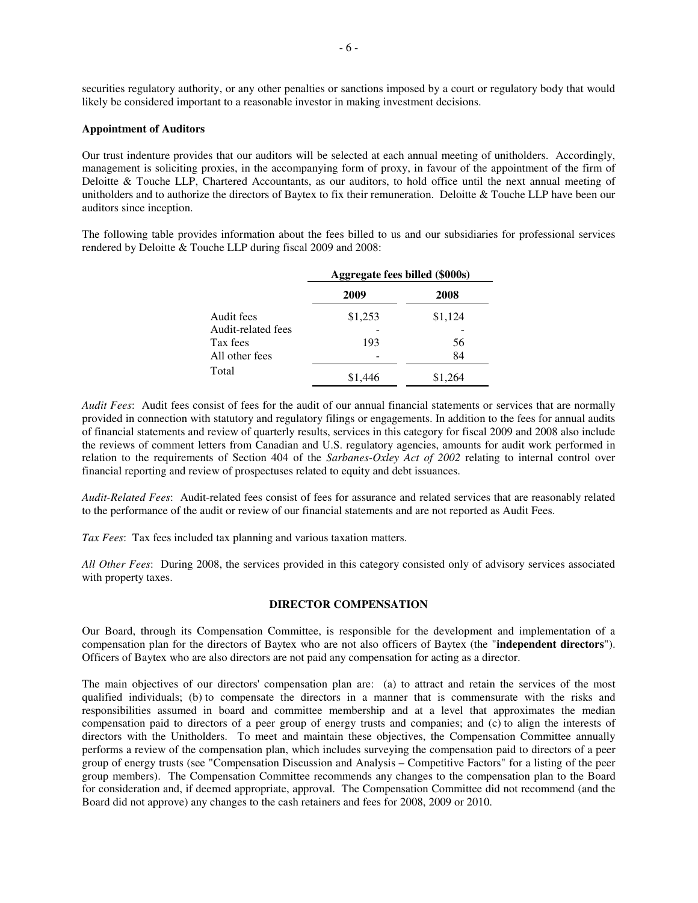securities regulatory authority, or any other penalties or sanctions imposed by a court or regulatory body that would likely be considered important to a reasonable investor in making investment decisions.

**Appointment of Auditors**

Our trust indenture provides that our auditors will be selected at each annual meeting of unitholders. Accordingly, management is soliciting proxies, in the accompanying form of proxy, in favour of the appointment of the firm of Deloitte & Touche LLP, Chartered Accountants, as our auditors, to hold office until the next annual meeting of unitholders and to authorize the directors of Baytex to fix their remuneration. Deloitte & Touche LLP have been our auditors since inception.

The following table provides information about the fees billed to us and our subsidiaries for professional services rendered by Deloitte & Touche LLP during fiscal 2009 and 2008:

| | **Aggregate fees billed ($000s)** | |
|---|---|---|
| | **2009** | **2008** |
| Audit fees | $1,253 | $1,124 |
| Audit-related fees | - | - |
| Tax fees | 193 | 56 |
| All other fees | - | 84 |
| Total | $1,446 | $1,264 |

*Audit Fees*: Audit fees consist of fees for the audit of our annual financial statements or services that are normally provided in connection with statutory and regulatory filings or engagements. In addition to the fees for annual audits of financial statements and review of quarterly results, services in this category for fiscal 2009 and 2008 also include the reviews of comment letters from Canadian and U.S. regulatory agencies, amounts for audit work performed in relation to the requirements of Section 404 of the *Sarbanes-Oxley Act of 2002* relating to internal control over financial reporting and review of prospectuses related to equity and debt issuances.

*Audit-Related Fees*: Audit-related fees consist of fees for assurance and related services that are reasonably related to the performance of the audit or review of our financial statements and are not reported as Audit Fees.

*Tax Fees*: Tax fees included tax planning and various taxation matters.

*All Other Fees*: During 2008, the services provided in this category consisted only of advisory services associated with property taxes.

## DIRECTOR COMPENSATION

Our Board, through its Compensation Committee, is responsible for the development and implementation of a compensation plan for the directors of Baytex who are not also officers of Baytex (the "**independent directors**"). Officers of Baytex who are also directors are not paid any compensation for acting as a director.

The main objectives of our directors' compensation plan are: (a) to attract and retain the services of the most qualified individuals; (b) to compensate the directors in a manner that is commensurate with the risks and responsibilities assumed in board and committee membership and at a level that approximates the median compensation paid to directors of a peer group of energy trusts and companies; and (c) to align the interests of directors with the Unitholders. To meet and maintain these objectives, the Compensation Committee annually performs a review of the compensation plan, which includes surveying the compensation paid to directors of a peer group of energy trusts (see "Compensation Discussion and Analysis – Competitive Factors" for a listing of the peer group members). The Compensation Committee recommends any changes to the compensation plan to the Board for consideration and, if deemed appropriate, approval. The Compensation Committee did not recommend (and the Board did not approve) any changes to the cash retainers and fees for 2008, 2009 or 2010.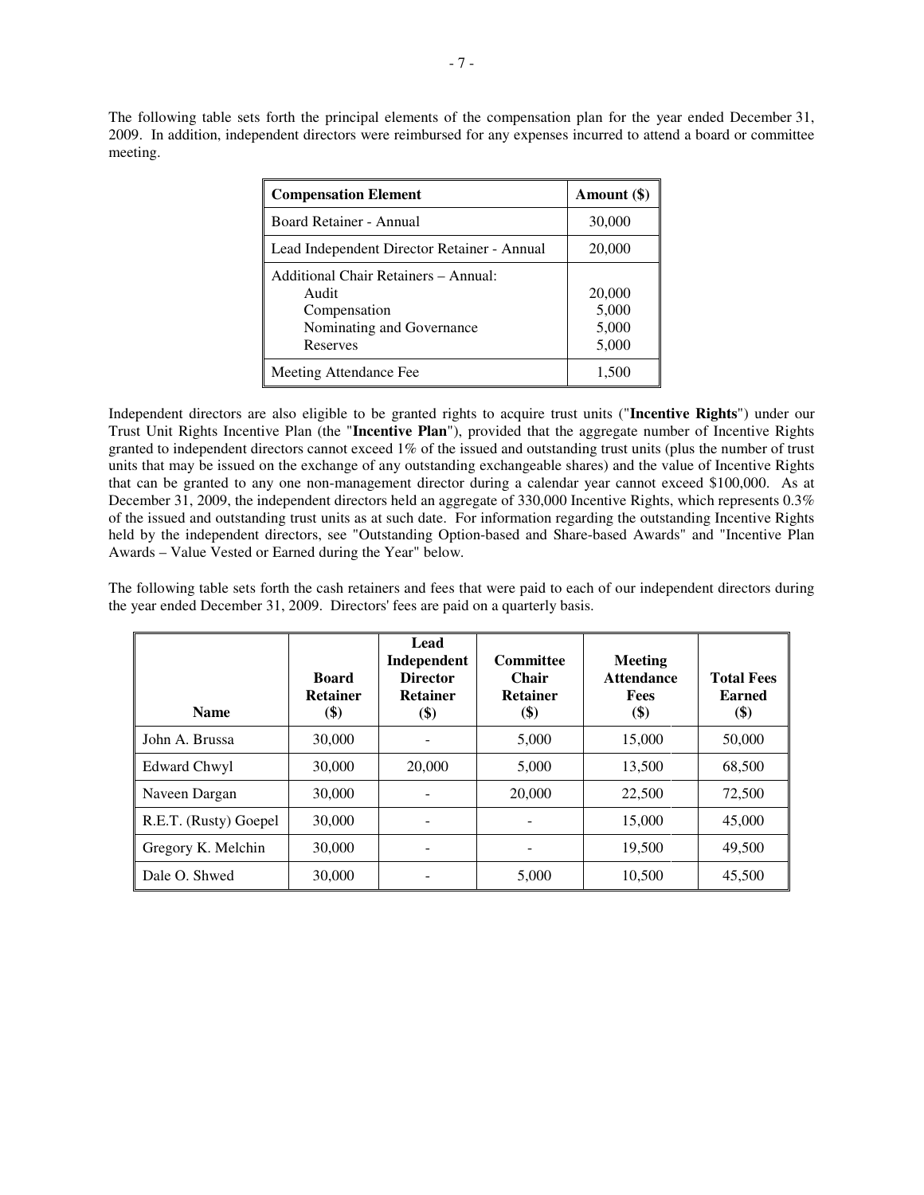The following table sets forth the principal elements of the compensation plan for the year ended December 31, 2009. In addition, independent directors were reimbursed for any expenses incurred to attend a board or committee meeting.

| Compensation Element | Amount ($) |
|---|---|
| Board Retainer - Annual | 30,000 |
| Lead Independent Director Retainer - Annual | 20,000 |
| Additional Chair Retainers – Annual: | |
| Audit | 20,000 |
| Compensation | 5,000 |
| Nominating and Governance | 5,000 |
| Reserves | 5,000 |
| Meeting Attendance Fee | 1,500 |

Independent directors are also eligible to be granted rights to acquire trust units ("**Incentive Rights**") under our Trust Unit Rights Incentive Plan (the "**Incentive Plan**"), provided that the aggregate number of Incentive Rights granted to independent directors cannot exceed 1% of the issued and outstanding trust units (plus the number of trust units that may be issued on the exchange of any outstanding exchangeable shares) and the value of Incentive Rights that can be granted to any one non-management director during a calendar year cannot exceed $100,000. As at December 31, 2009, the independent directors held an aggregate of 330,000 Incentive Rights, which represents 0.3% of the issued and outstanding trust units as at such date. For information regarding the outstanding Incentive Rights held by the independent directors, see "Outstanding Option-based and Share-based Awards" and "Incentive Plan Awards – Value Vested or Earned during the Year" below.

The following table sets forth the cash retainers and fees that were paid to each of our independent directors during the year ended December 31, 2009. Directors' fees are paid on a quarterly basis.

| Name | Board Retainer ($) | Lead Independent Director Retainer ($) | Committee Chair Retainer ($) | Meeting Attendance Fees ($) | Total Fees Earned ($) |
|---|---|---|---|---|---|
| John A. Brussa | 30,000 | - | 5,000 | 15,000 | 50,000 |
| Edward Chwyl | 30,000 | 20,000 | 5,000 | 13,500 | 68,500 |
| Naveen Dargan | 30,000 | - | 20,000 | 22,500 | 72,500 |
| R.E.T. (Rusty) Goepel | 30,000 | - | - | 15,000 | 45,000 |
| Gregory K. Melchin | 30,000 | - | - | 19,500 | 49,500 |
| Dale O. Shwed | 30,000 | - | 5,000 | 10,500 | 45,500 |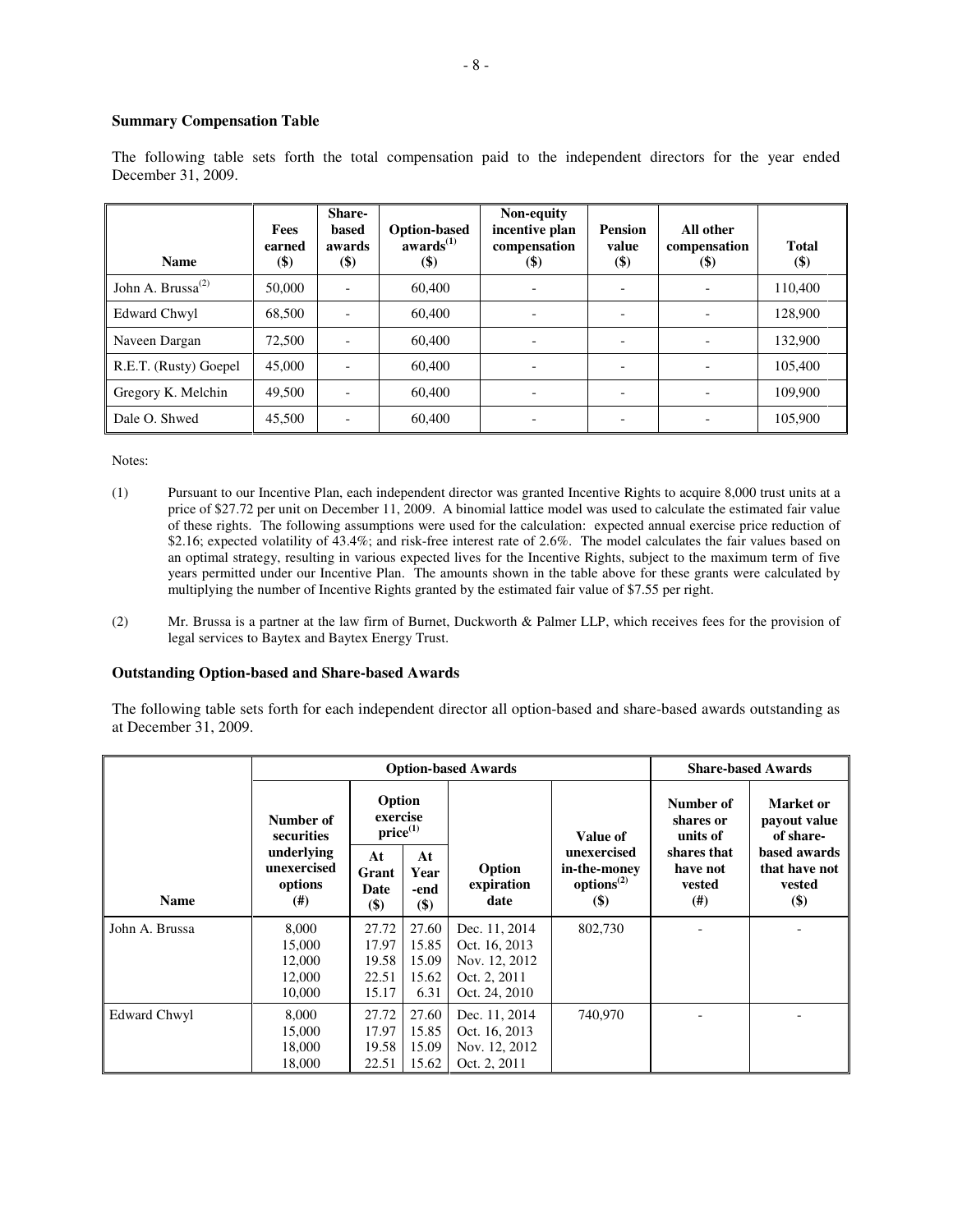### Summary Compensation Table

The following table sets forth the total compensation paid to the independent directors for the year ended December 31, 2009.

| Name | Fees earned ($) | Share-based awards ($) | Option-based awards[(1)] ($) | Non-equity incentive plan compensation ($) | Pension value ($) | All other compensation ($) | Total ($) |
|---|---|---|---|---|---|---|---|
| John A. Brussa[(2)] | 50,000 | - | 60,400 | - | - | - | 110,400 |
| Edward Chwyl | 68,500 | - | 60,400 | - | - | - | 128,900 |
| Naveen Dargan | 72,500 | - | 60,400 | - | - | - | 132,900 |
| R.E.T. (Rusty) Goepel | 45,000 | - | 60,400 | - | - | - | 105,400 |
| Gregory K. Melchin | 49,500 | - | 60,400 | - | - | - | 109,900 |
| Dale O. Shwed | 45,500 | - | 60,400 | - | - | - | 105,900 |

Notes:

(1) Pursuant to our Incentive Plan, each independent director was granted Incentive Rights to acquire 8,000 trust units at a price of $27.72 per unit on December 11, 2009. A binomial lattice model was used to calculate the estimated fair value of these rights. The following assumptions were used for the calculation: expected annual exercise price reduction of $2.16; expected volatility of 43.4%; and risk-free interest rate of 2.6%. The model calculates the fair values based on an optimal strategy, resulting in various expected lives for the Incentive Rights, subject to the maximum term of five years permitted under our Incentive Plan. The amounts shown in the table above for these grants were calculated by multiplying the number of Incentive Rights granted by the estimated fair value of $7.55 per right.

(2) Mr. Brussa is a partner at the law firm of Burnet, Duckworth & Palmer LLP, which receives fees for the provision of legal services to Baytex and Baytex Energy Trust.

### Outstanding Option-based and Share-based Awards

The following table sets forth for each independent director all option-based and share-based awards outstanding as at December 31, 2009.

| | Option-based Awards | | | | | Share-based Awards | |
|---|---|---|---|---|---|---|---|
| | Number of securities underlying unexercised options (#) | Option exercise price[(1)] | | Option expiration date | Value of unexercised in-the-money options[(2)] ($) | Number of shares or units of shares that have not vested (#) | Market or payout value of share-based awards that have not vested ($) |
| **Name** | | At Grant Date ($) | At Year -end ($) | | | | |
| John A. Brussa | 8,000<br>15,000<br>12,000<br>12,000<br>10,000 | 27.72<br>17.97<br>19.58<br>22.51<br>15.17 | 27.60<br>15.85<br>15.09<br>15.62<br>6.31 | Dec. 11, 2014<br>Oct. 16, 2013<br>Nov. 12, 2012<br>Oct. 2, 2011<br>Oct. 24, 2010 | 802,730 | - | - |
| Edward Chwyl | 8,000<br>15,000<br>18,000<br>18,000 | 27.72<br>17.97<br>19.58<br>22.51 | 27.60<br>15.85<br>15.09<br>15.62 | Dec. 11, 2014<br>Oct. 16, 2013<br>Nov. 12, 2012<br>Oct. 2, 2011 | 740,970 | - | - |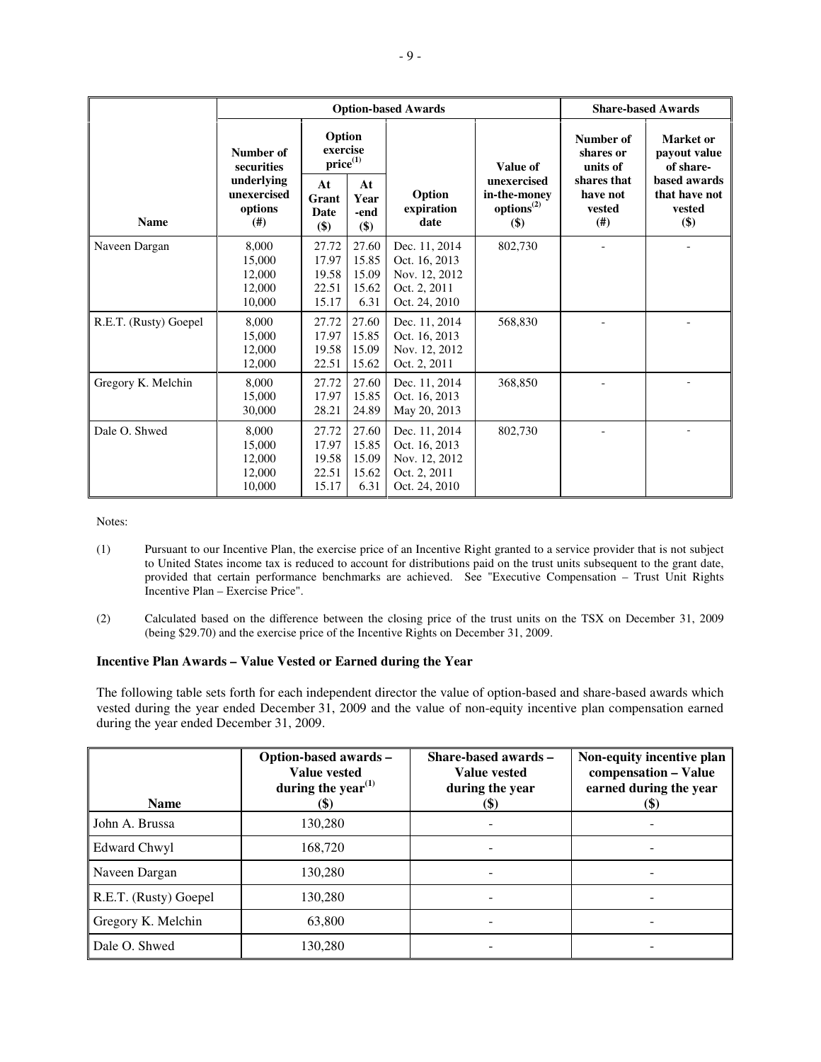| | Option-based Awards | | | | | Share-based Awards | |
|---|---|---|---|---|---|---|---|
| | Number of securities underlying unexercised options | Option exercise price[(1)] | | | Value of unexercised in-the-money options[(2)] | Number of shares or units of shares that have not vested | Market or payout value of share-based awards that have not vested |
| Name | (#) | At Grant Date ($) | At Year -end ($) | Option expiration date | ($) | (#) | ($) |
| Naveen Dargan | 8,000<br>15,000<br>12,000<br>12,000<br>10,000 | 27.72<br>17.97<br>19.58<br>22.51<br>15.17 | 27.60<br>15.85<br>15.09<br>15.62<br>6.31 | Dec. 11, 2014<br>Oct. 16, 2013<br>Nov. 12, 2012<br>Oct. 2, 2011<br>Oct. 24, 2010 | 802,730 | - | - |
| R.E.T. (Rusty) Goepel | 8,000<br>15,000<br>12,000<br>12,000 | 27.72<br>17.97<br>19.58<br>22.51 | 27.60<br>15.85<br>15.09<br>15.62 | Dec. 11, 2014<br>Oct. 16, 2013<br>Nov. 12, 2012<br>Oct. 2, 2011 | 568,830 | - | - |
| Gregory K. Melchin | 8,000<br>15,000<br>30,000 | 27.72<br>17.97<br>28.21 | 27.60<br>15.85<br>24.89 | Dec. 11, 2014<br>Oct. 16, 2013<br>May 20, 2013 | 368,850 | - | - |
| Dale O. Shwed | 8,000<br>15,000<br>12,000<br>12,000<br>10,000 | 27.72<br>17.97<br>19.58<br>22.51<br>15.17 | 27.60<br>15.85<br>15.09<br>15.62<br>6.31 | Dec. 11, 2014<br>Oct. 16, 2013<br>Nov. 12, 2012<br>Oct. 2, 2011<br>Oct. 24, 2010 | 802,730 | - | - |

Notes:

(1) Pursuant to our Incentive Plan, the exercise price of an Incentive Right granted to a service provider that is not subject to United States income tax is reduced to account for distributions paid on the trust units subsequent to the grant date, provided that certain performance benchmarks are achieved. See "Executive Compensation – Trust Unit Rights Incentive Plan – Exercise Price".

(2) Calculated based on the difference between the closing price of the trust units on the TSX on December 31, 2009 (being $29.70) and the exercise price of the Incentive Rights on December 31, 2009.

**Incentive Plan Awards – Value Vested or Earned during the Year**

The following table sets forth for each independent director the value of option-based and share-based awards which vested during the year ended December 31, 2009 and the value of non-equity incentive plan compensation earned during the year ended December 31, 2009.

| Name | Option-based awards – Value vested during the year[(1)] ($) | Share-based awards – Value vested during the year ($) | Non-equity incentive plan compensation – Value earned during the year ($) |
|---|---|---|---|
| John A. Brussa | 130,280 | - | - |
| Edward Chwyl | 168,720 | - | - |
| Naveen Dargan | 130,280 | - | - |
| R.E.T. (Rusty) Goepel | 130,280 | - | - |
| Gregory K. Melchin | 63,800 | - | - |
| Dale O. Shwed | 130,280 | - | - |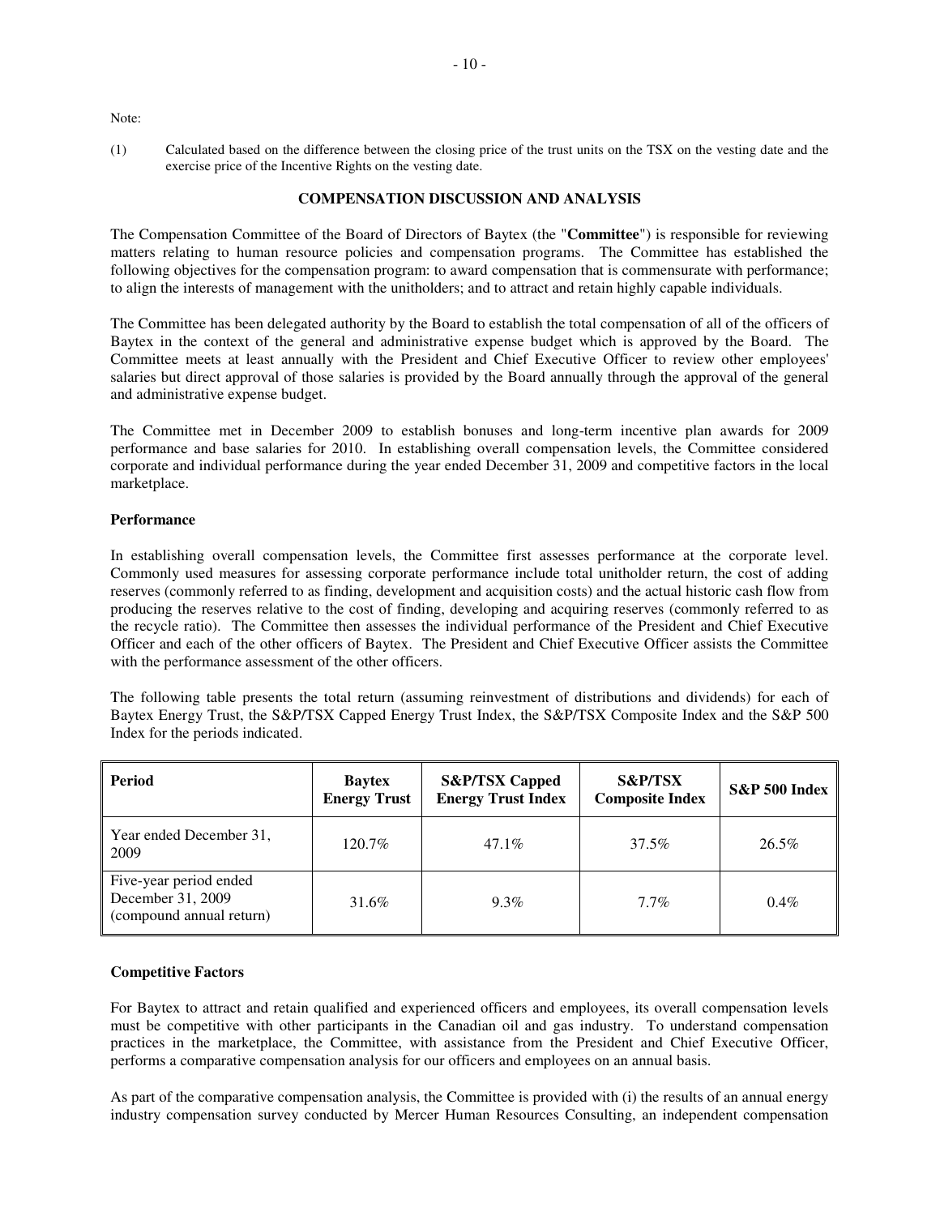Note:

(1) Calculated based on the difference between the closing price of the trust units on the TSX on the vesting date and the exercise price of the Incentive Rights on the vesting date.

## COMPENSATION DISCUSSION AND ANALYSIS

The Compensation Committee of the Board of Directors of Baytex (the "**Committee**") is responsible for reviewing matters relating to human resource policies and compensation programs. The Committee has established the following objectives for the compensation program: to award compensation that is commensurate with performance; to align the interests of management with the unitholders; and to attract and retain highly capable individuals.

The Committee has been delegated authority by the Board to establish the total compensation of all of the officers of Baytex in the context of the general and administrative expense budget which is approved by the Board. The Committee meets at least annually with the President and Chief Executive Officer to review other employees' salaries but direct approval of those salaries is provided by the Board annually through the approval of the general and administrative expense budget.

The Committee met in December 2009 to establish bonuses and long-term incentive plan awards for 2009 performance and base salaries for 2010. In establishing overall compensation levels, the Committee considered corporate and individual performance during the year ended December 31, 2009 and competitive factors in the local marketplace.

### Performance

In establishing overall compensation levels, the Committee first assesses performance at the corporate level. Commonly used measures for assessing corporate performance include total unitholder return, the cost of adding reserves (commonly referred to as finding, development and acquisition costs) and the actual historic cash flow from producing the reserves relative to the cost of finding, developing and acquiring reserves (commonly referred to as the recycle ratio). The Committee then assesses the individual performance of the President and Chief Executive Officer and each of the other officers of Baytex. The President and Chief Executive Officer assists the Committee with the performance assessment of the other officers.

The following table presents the total return (assuming reinvestment of distributions and dividends) for each of Baytex Energy Trust, the S&P/TSX Capped Energy Trust Index, the S&P/TSX Composite Index and the S&P 500 Index for the periods indicated.

| Period | Baytex Energy Trust | S&P/TSX Capped Energy Trust Index | S&P/TSX Composite Index | S&P 500 Index |
|---|---|---|---|---|
| Year ended December 31, 2009 | 120.7% | 47.1% | 37.5% | 26.5% |
| Five-year period ended December 31, 2009 (compound annual return) | 31.6% | 9.3% | 7.7% | 0.4% |

### Competitive Factors

For Baytex to attract and retain qualified and experienced officers and employees, its overall compensation levels must be competitive with other participants in the Canadian oil and gas industry. To understand compensation practices in the marketplace, the Committee, with assistance from the President and Chief Executive Officer, performs a comparative compensation analysis for our officers and employees on an annual basis.

As part of the comparative compensation analysis, the Committee is provided with (i) the results of an annual energy industry compensation survey conducted by Mercer Human Resources Consulting, an independent compensation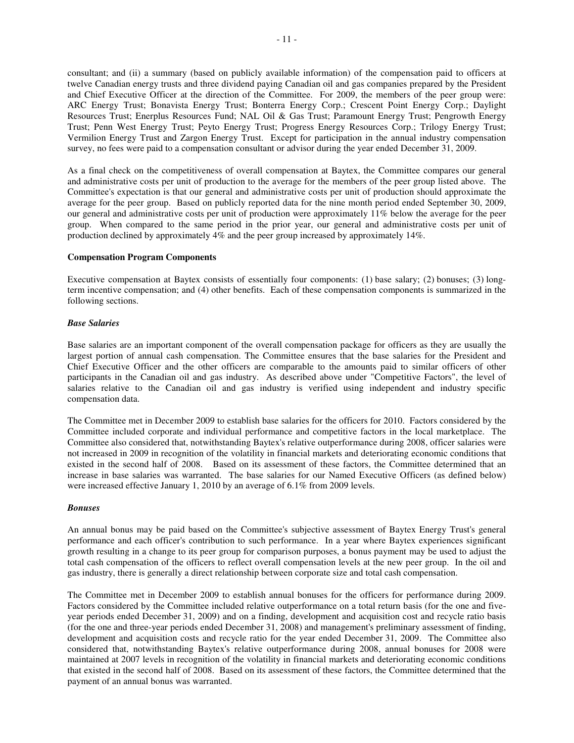consultant; and (ii) a summary (based on publicly available information) of the compensation paid to officers at twelve Canadian energy trusts and three dividend paying Canadian oil and gas companies prepared by the President and Chief Executive Officer at the direction of the Committee. For 2009, the members of the peer group were: ARC Energy Trust; Bonavista Energy Trust; Bonterra Energy Corp.; Crescent Point Energy Corp.; Daylight Resources Trust; Enerplus Resources Fund; NAL Oil & Gas Trust; Paramount Energy Trust; Pengrowth Energy Trust; Penn West Energy Trust; Peyto Energy Trust; Progress Energy Resources Corp.; Trilogy Energy Trust; Vermilion Energy Trust and Zargon Energy Trust. Except for participation in the annual industry compensation survey, no fees were paid to a compensation consultant or advisor during the year ended December 31, 2009.

As a final check on the competitiveness of overall compensation at Baytex, the Committee compares our general and administrative costs per unit of production to the average for the members of the peer group listed above. The Committee's expectation is that our general and administrative costs per unit of production should approximate the average for the peer group. Based on publicly reported data for the nine month period ended September 30, 2009, our general and administrative costs per unit of production were approximately 11% below the average for the peer group. When compared to the same period in the prior year, our general and administrative costs per unit of production declined by approximately 4% and the peer group increased by approximately 14%.

**Compensation Program Components**

Executive compensation at Baytex consists of essentially four components: (1) base salary; (2) bonuses; (3) long-term incentive compensation; and (4) other benefits. Each of these compensation components is summarized in the following sections.

***Base Salaries***

Base salaries are an important component of the overall compensation package for officers as they are usually the largest portion of annual cash compensation. The Committee ensures that the base salaries for the President and Chief Executive Officer and the other officers are comparable to the amounts paid to similar officers of other participants in the Canadian oil and gas industry. As described above under "Competitive Factors", the level of salaries relative to the Canadian oil and gas industry is verified using independent and industry specific compensation data.

The Committee met in December 2009 to establish base salaries for the officers for 2010. Factors considered by the Committee included corporate and individual performance and competitive factors in the local marketplace. The Committee also considered that, notwithstanding Baytex's relative outperformance during 2008, officer salaries were not increased in 2009 in recognition of the volatility in financial markets and deteriorating economic conditions that existed in the second half of 2008. Based on its assessment of these factors, the Committee determined that an increase in base salaries was warranted. The base salaries for our Named Executive Officers (as defined below) were increased effective January 1, 2010 by an average of 6.1% from 2009 levels.

***Bonuses***

An annual bonus may be paid based on the Committee's subjective assessment of Baytex Energy Trust's general performance and each officer's contribution to such performance. In a year where Baytex experiences significant growth resulting in a change to its peer group for comparison purposes, a bonus payment may be used to adjust the total cash compensation of the officers to reflect overall compensation levels at the new peer group. In the oil and gas industry, there is generally a direct relationship between corporate size and total cash compensation.

The Committee met in December 2009 to establish annual bonuses for the officers for performance during 2009. Factors considered by the Committee included relative outperformance on a total return basis (for the one and five-year periods ended December 31, 2009) and on a finding, development and acquisition cost and recycle ratio basis (for the one and three-year periods ended December 31, 2008) and management's preliminary assessment of finding, development and acquisition costs and recycle ratio for the year ended December 31, 2009. The Committee also considered that, notwithstanding Baytex's relative outperformance during 2008, annual bonuses for 2008 were maintained at 2007 levels in recognition of the volatility in financial markets and deteriorating economic conditions that existed in the second half of 2008. Based on its assessment of these factors, the Committee determined that the payment of an annual bonus was warranted.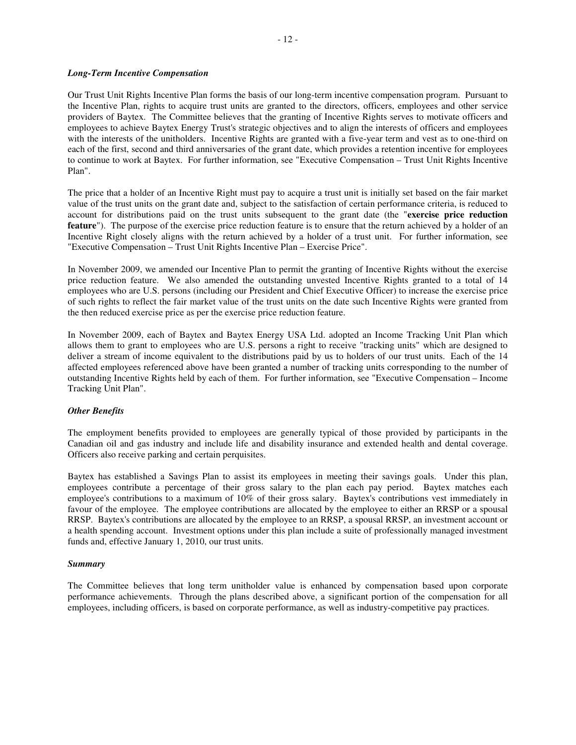***Long-Term Incentive Compensation***

Our Trust Unit Rights Incentive Plan forms the basis of our long-term incentive compensation program. Pursuant to the Incentive Plan, rights to acquire trust units are granted to the directors, officers, employees and other service providers of Baytex. The Committee believes that the granting of Incentive Rights serves to motivate officers and employees to achieve Baytex Energy Trust's strategic objectives and to align the interests of officers and employees with the interests of the unitholders. Incentive Rights are granted with a five-year term and vest as to one-third on each of the first, second and third anniversaries of the grant date, which provides a retention incentive for employees to continue to work at Baytex. For further information, see "Executive Compensation – Trust Unit Rights Incentive Plan".

The price that a holder of an Incentive Right must pay to acquire a trust unit is initially set based on the fair market value of the trust units on the grant date and, subject to the satisfaction of certain performance criteria, is reduced to account for distributions paid on the trust units subsequent to the grant date (the "**exercise price reduction feature**"). The purpose of the exercise price reduction feature is to ensure that the return achieved by a holder of an Incentive Right closely aligns with the return achieved by a holder of a trust unit. For further information, see "Executive Compensation – Trust Unit Rights Incentive Plan – Exercise Price".

In November 2009, we amended our Incentive Plan to permit the granting of Incentive Rights without the exercise price reduction feature. We also amended the outstanding unvested Incentive Rights granted to a total of 14 employees who are U.S. persons (including our President and Chief Executive Officer) to increase the exercise price of such rights to reflect the fair market value of the trust units on the date such Incentive Rights were granted from the then reduced exercise price as per the exercise price reduction feature.

In November 2009, each of Baytex and Baytex Energy USA Ltd. adopted an Income Tracking Unit Plan which allows them to grant to employees who are U.S. persons a right to receive "tracking units" which are designed to deliver a stream of income equivalent to the distributions paid by us to holders of our trust units. Each of the 14 affected employees referenced above have been granted a number of tracking units corresponding to the number of outstanding Incentive Rights held by each of them. For further information, see "Executive Compensation – Income Tracking Unit Plan".

***Other Benefits***

The employment benefits provided to employees are generally typical of those provided by participants in the Canadian oil and gas industry and include life and disability insurance and extended health and dental coverage. Officers also receive parking and certain perquisites.

Baytex has established a Savings Plan to assist its employees in meeting their savings goals. Under this plan, employees contribute a percentage of their gross salary to the plan each pay period. Baytex matches each employee's contributions to a maximum of 10% of their gross salary. Baytex's contributions vest immediately in favour of the employee. The employee contributions are allocated by the employee to either an RRSP or a spousal RRSP. Baytex's contributions are allocated by the employee to an RRSP, a spousal RRSP, an investment account or a health spending account. Investment options under this plan include a suite of professionally managed investment funds and, effective January 1, 2010, our trust units.

***Summary***

The Committee believes that long term unitholder value is enhanced by compensation based upon corporate performance achievements. Through the plans described above, a significant portion of the compensation for all employees, including officers, is based on corporate performance, as well as industry-competitive pay practices.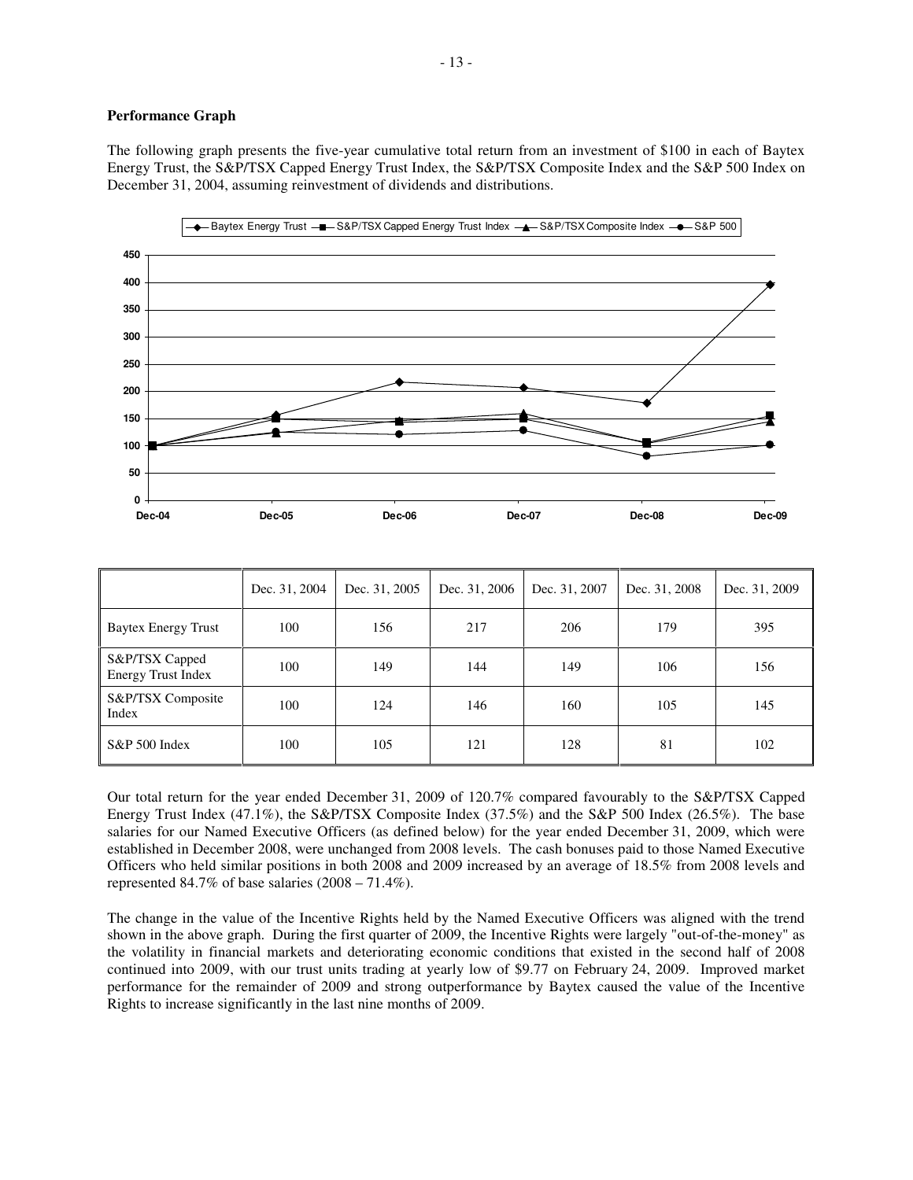**Performance Graph**

The following graph presents the five-year cumulative total return from an investment of $100 in each of Baytex Energy Trust, the S&P/TSX Capped Energy Trust Index, the S&P/TSX Composite Index and the S&P 500 Index on December 31, 2004, assuming reinvestment of dividends and distributions.

| | Dec. 31, 2004 | Dec. 31, 2005 | Dec. 31, 2006 | Dec. 31, 2007 | Dec. 31, 2008 | Dec. 31, 2009 |
|---|---|---|---|---|---|---|
| Baytex Energy Trust | 100 | 156 | 217 | 206 | 179 | 395 |
| S&P/TSX Capped Energy Trust Index | 100 | 149 | 144 | 149 | 106 | 156 |
| S&P/TSX Composite Index | 100 | 124 | 146 | 160 | 105 | 145 |
| S&P 500 Index | 100 | 105 | 121 | 128 | 81 | 102 |

Our total return for the year ended December 31, 2009 of 120.7% compared favourably to the S&P/TSX Capped Energy Trust Index (47.1%), the S&P/TSX Composite Index (37.5%) and the S&P 500 Index (26.5%). The base salaries for our Named Executive Officers (as defined below) for the year ended December 31, 2009, which were established in December 2008, were unchanged from 2008 levels. The cash bonuses paid to those Named Executive Officers who held similar positions in both 2008 and 2009 increased by an average of 18.5% from 2008 levels and represented 84.7% of base salaries (2008 – 71.4%).

The change in the value of the Incentive Rights held by the Named Executive Officers was aligned with the trend shown in the above graph. During the first quarter of 2009, the Incentive Rights were largely "out-of-the-money" as the volatility in financial markets and deteriorating economic conditions that existed in the second half of 2008 continued into 2009, with our trust units trading at yearly low of $9.77 on February 24, 2009. Improved market performance for the remainder of 2009 and strong outperformance by Baytex caused the value of the Incentive Rights to increase significantly in the last nine months of 2009.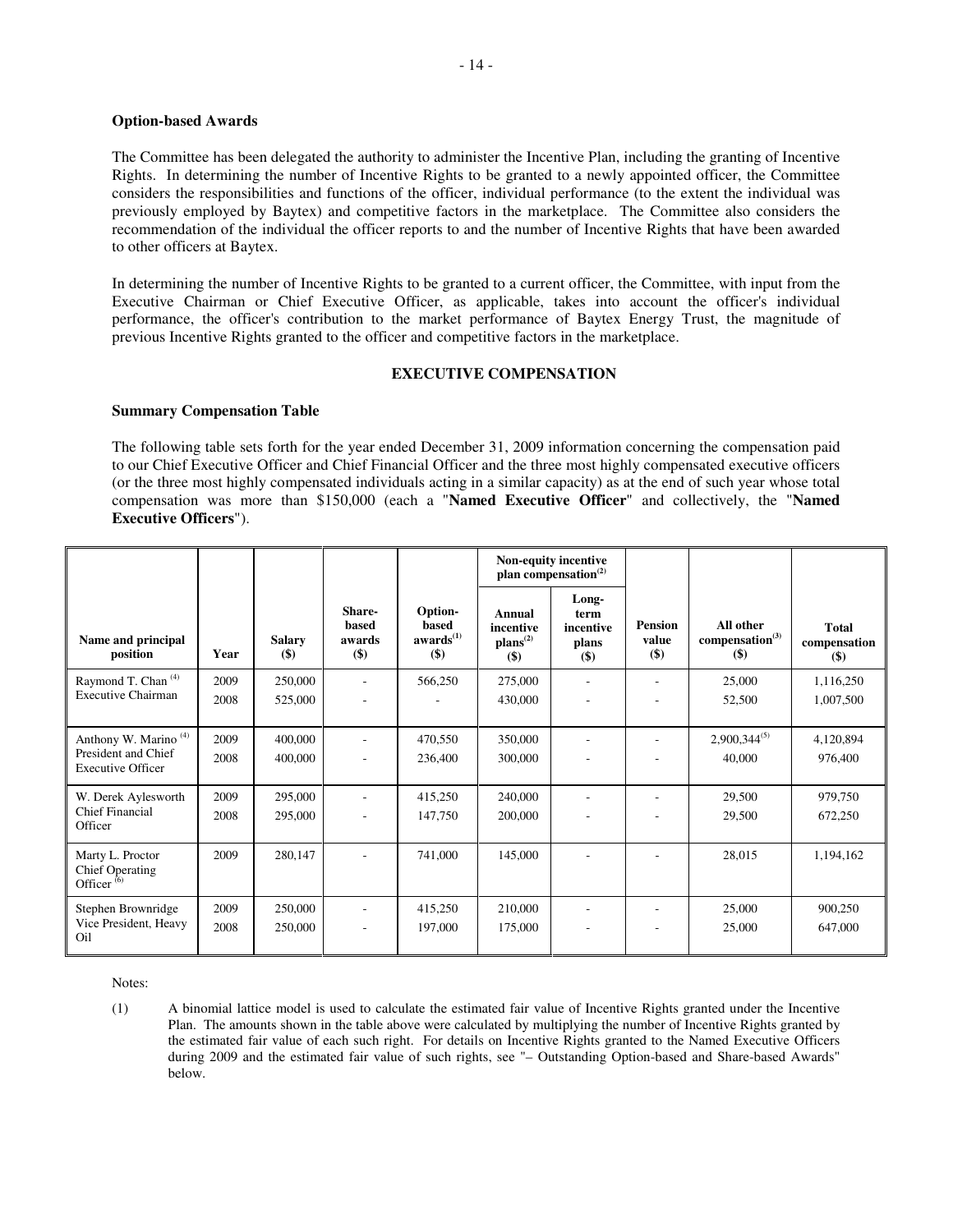### Option-based Awards

The Committee has been delegated the authority to administer the Incentive Plan, including the granting of Incentive Rights. In determining the number of Incentive Rights to be granted to a newly appointed officer, the Committee considers the responsibilities and functions of the officer, individual performance (to the extent the individual was previously employed by Baytex) and competitive factors in the marketplace. The Committee also considers the recommendation of the individual the officer reports to and the number of Incentive Rights that have been awarded to other officers at Baytex.

In determining the number of Incentive Rights to be granted to a current officer, the Committee, with input from the Executive Chairman or Chief Executive Officer, as applicable, takes into account the officer's individual performance, the officer's contribution to the market performance of Baytex Energy Trust, the magnitude of previous Incentive Rights granted to the officer and competitive factors in the marketplace.

## EXECUTIVE COMPENSATION

### Summary Compensation Table

The following table sets forth for the year ended December 31, 2009 information concerning the compensation paid to our Chief Executive Officer and Chief Financial Officer and the three most highly compensated executive officers (or the three most highly compensated individuals acting in a similar capacity) as at the end of such year whose total compensation was more than $150,000 (each a "**Named Executive Officer**" and collectively, the "**Named Executive Officers**").

| Name and principal position | Year | Salary ($) | Share-based awards ($) | Option-based awards(1) ($) | Non-equity incentive plan compensation(2) | | Pension value ($) | All other compensation(3) ($) | Total compensation ($) |
|---|---|---|---|---|---|---|---|---|---|
| | | | | | Annual incentive plans(2) ($) | Long-term incentive plans ($) | | | |
| Raymond T. Chan (4) Executive Chairman | 2009 | 250,000 | - | 566,250 | 275,000 | - | - | 25,000 | 1,116,250 |
| | 2008 | 525,000 | - | - | 430,000 | - | - | 52,500 | 1,007,500 |
| Anthony W. Marino (4) President and Chief Executive Officer | 2009 | 400,000 | - | 470,550 | 350,000 | - | - | 2,900,344(5) | 4,120,894 |
| | 2008 | 400,000 | - | 236,400 | 300,000 | - | - | 40,000 | 976,400 |
| W. Derek Aylesworth Chief Financial Officer | 2009 | 295,000 | - | 415,250 | 240,000 | - | - | 29,500 | 979,750 |
| | 2008 | 295,000 | - | 147,750 | 200,000 | - | - | 29,500 | 672,250 |
| Marty L. Proctor Chief Operating Officer (6) | 2009 | 280,147 | - | 741,000 | 145,000 | - | - | 28,015 | 1,194,162 |
| Stephen Brownridge Vice President, Heavy Oil | 2009 | 250,000 | - | 415,250 | 210,000 | - | - | 25,000 | 900,250 |
| | 2008 | 250,000 | - | 197,000 | 175,000 | - | - | 25,000 | 647,000 |

Notes:

(1) A binomial lattice model is used to calculate the estimated fair value of Incentive Rights granted under the Incentive Plan. The amounts shown in the table above were calculated by multiplying the number of Incentive Rights granted by the estimated fair value of each such right. For details on Incentive Rights granted to the Named Executive Officers during 2009 and the estimated fair value of such rights, see "– Outstanding Option-based and Share-based Awards" below.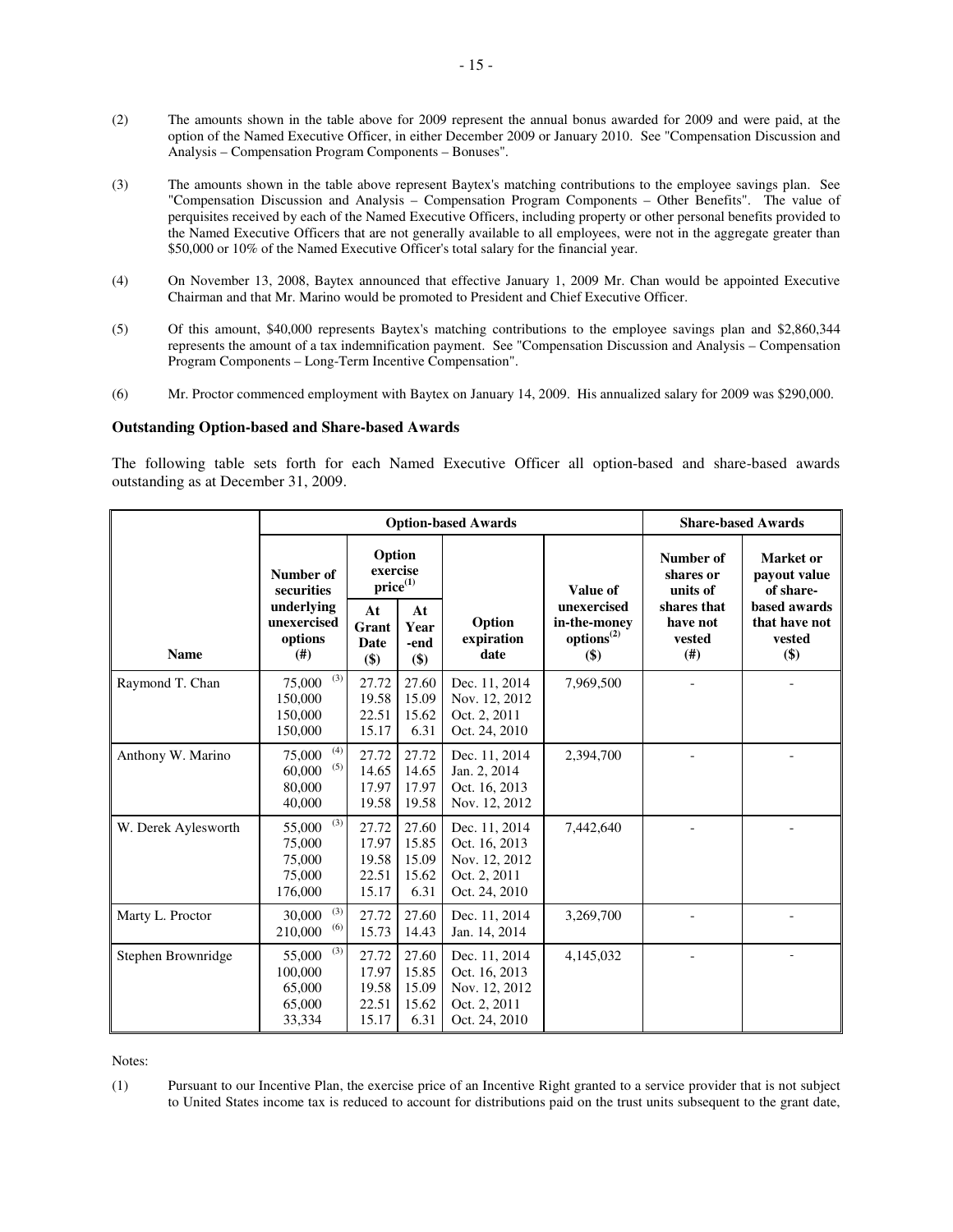(2) The amounts shown in the table above for 2009 represent the annual bonus awarded for 2009 and were paid, at the option of the Named Executive Officer, in either December 2009 or January 2010. See "Compensation Discussion and Analysis – Compensation Program Components – Bonuses".

(3) The amounts shown in the table above represent Baytex's matching contributions to the employee savings plan. See "Compensation Discussion and Analysis – Compensation Program Components – Other Benefits". The value of perquisites received by each of the Named Executive Officers, including property or other personal benefits provided to the Named Executive Officers that are not generally available to all employees, were not in the aggregate greater than $50,000 or 10% of the Named Executive Officer's total salary for the financial year.

(4) On November 13, 2008, Baytex announced that effective January 1, 2009 Mr. Chan would be appointed Executive Chairman and that Mr. Marino would be promoted to President and Chief Executive Officer.

(5) Of this amount, $40,000 represents Baytex's matching contributions to the employee savings plan and $2,860,344 represents the amount of a tax indemnification payment. See "Compensation Discussion and Analysis – Compensation Program Components – Long-Term Incentive Compensation".

(6) Mr. Proctor commenced employment with Baytex on January 14, 2009. His annualized salary for 2009 was $290,000.

### Outstanding Option-based and Share-based Awards

The following table sets forth for each Named Executive Officer all option-based and share-based awards outstanding as at December 31, 2009.

| Name | Option-based Awards | | | | | Share-based Awards | |
|---|---|---|---|---|---|---|---|
| | Number of securities underlying unexercised options (#) | Option exercise price[(1)] At Grant Date ($) | Option exercise price[(1)] At Year-end ($) | Option expiration date | Value of unexercised in-the-money options[(2)] ($) | Number of shares or units of shares that have not vested (#) | Market or payout value of share-based awards that have not vested ($) |
| Raymond T. Chan | 75,000 [(3)]<br>150,000<br>150,000<br>150,000 | 27.72<br>19.58<br>22.51<br>15.17 | 27.60<br>15.09<br>15.62<br>6.31 | Dec. 11, 2014<br>Nov. 12, 2012<br>Oct. 2, 2011<br>Oct. 24, 2010 | 7,969,500 | - | - |
| Anthony W. Marino | 75,000 [(4)]<br>60,000 [(5)]<br>80,000<br>40,000 | 27.72<br>14.65<br>17.97<br>19.58 | 27.72<br>14.65<br>17.97<br>19.58 | Dec. 11, 2014<br>Jan. 2, 2014<br>Oct. 16, 2013<br>Nov. 12, 2012 | 2,394,700 | - | - |
| W. Derek Aylesworth | 55,000 [(3)]<br>75,000<br>75,000<br>75,000<br>176,000 | 27.72<br>17.97<br>19.58<br>22.51<br>15.17 | 27.60<br>15.85<br>15.09<br>15.62<br>6.31 | Dec. 11, 2014<br>Oct. 16, 2013<br>Nov. 12, 2012<br>Oct. 2, 2011<br>Oct. 24, 2010 | 7,442,640 | - | - |
| Marty L. Proctor | 30,000 [(3)]<br>210,000 [(6)] | 27.72<br>15.73 | 27.60<br>14.43 | Dec. 11, 2014<br>Jan. 14, 2014 | 3,269,700 | - | - |
| Stephen Brownridge | 55,000 [(3)]<br>100,000<br>65,000<br>65,000<br>33,334 | 27.72<br>17.97<br>19.58<br>22.51<br>15.17 | 27.60<br>15.85<br>15.09<br>15.62<br>6.31 | Dec. 11, 2014<br>Oct. 16, 2013<br>Nov. 12, 2012<br>Oct. 2, 2011<br>Oct. 24, 2010 | 4,145,032 | - | - |

Notes:

(1) Pursuant to our Incentive Plan, the exercise price of an Incentive Right granted to a service provider that is not subject to United States income tax is reduced to account for distributions paid on the trust units subsequent to the grant date,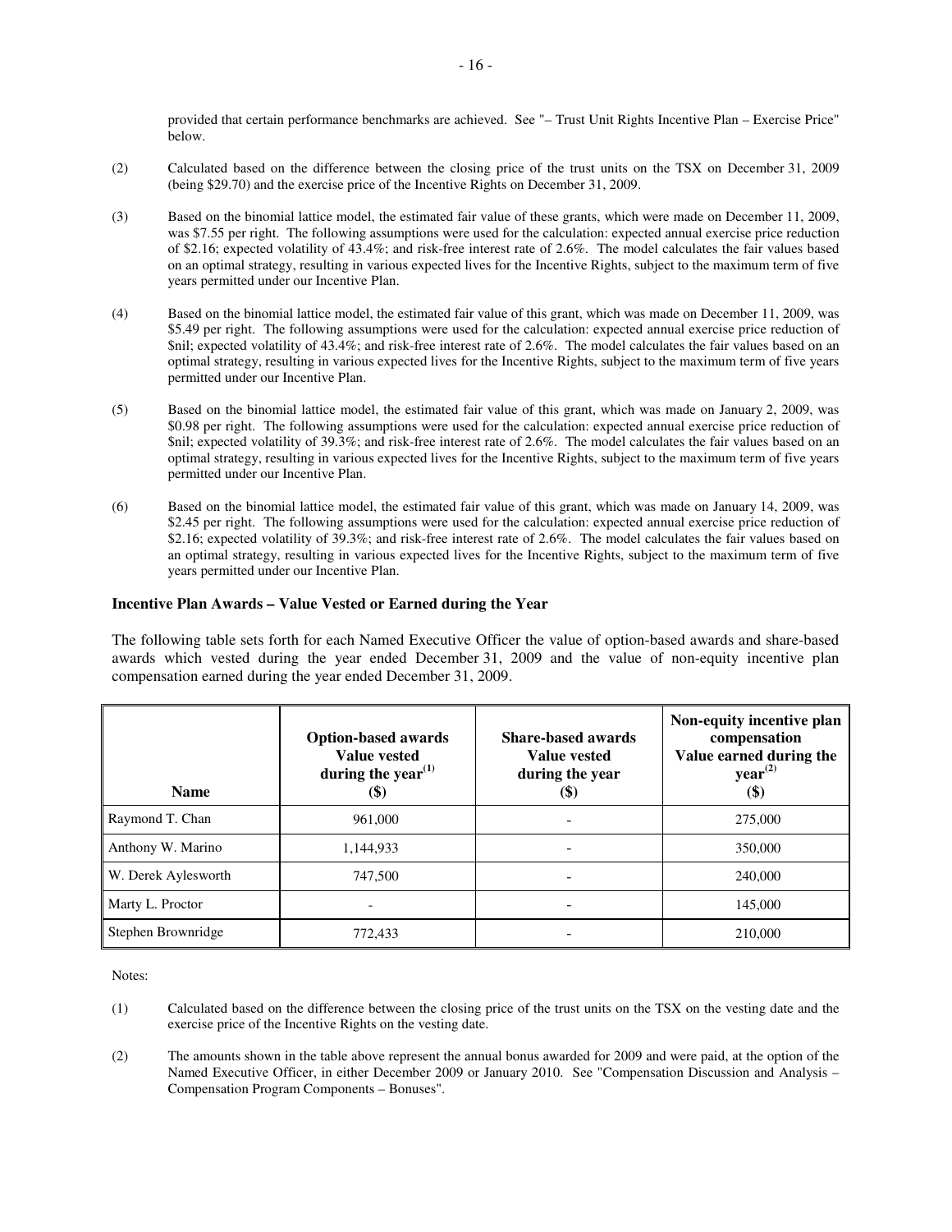provided that certain performance benchmarks are achieved. See "– Trust Unit Rights Incentive Plan – Exercise Price" below.

(2) Calculated based on the difference between the closing price of the trust units on the TSX on December 31, 2009 (being $29.70) and the exercise price of the Incentive Rights on December 31, 2009.

(3) Based on the binomial lattice model, the estimated fair value of these grants, which were made on December 11, 2009, was $7.55 per right. The following assumptions were used for the calculation: expected annual exercise price reduction of $2.16; expected volatility of 43.4%; and risk-free interest rate of 2.6%. The model calculates the fair values based on an optimal strategy, resulting in various expected lives for the Incentive Rights, subject to the maximum term of five years permitted under our Incentive Plan.

(4) Based on the binomial lattice model, the estimated fair value of this grant, which was made on December 11, 2009, was $5.49 per right. The following assumptions were used for the calculation: expected annual exercise price reduction of $nil; expected volatility of 43.4%; and risk-free interest rate of 2.6%. The model calculates the fair values based on an optimal strategy, resulting in various expected lives for the Incentive Rights, subject to the maximum term of five years permitted under our Incentive Plan.

(5) Based on the binomial lattice model, the estimated fair value of this grant, which was made on January 2, 2009, was $0.98 per right. The following assumptions were used for the calculation: expected annual exercise price reduction of $nil; expected volatility of 39.3%; and risk-free interest rate of 2.6%. The model calculates the fair values based on an optimal strategy, resulting in various expected lives for the Incentive Rights, subject to the maximum term of five years permitted under our Incentive Plan.

(6) Based on the binomial lattice model, the estimated fair value of this grant, which was made on January 14, 2009, was $2.45 per right. The following assumptions were used for the calculation: expected annual exercise price reduction of $2.16; expected volatility of 39.3%; and risk-free interest rate of 2.6%. The model calculates the fair values based on an optimal strategy, resulting in various expected lives for the Incentive Rights, subject to the maximum term of five years permitted under our Incentive Plan.

**Incentive Plan Awards – Value Vested or Earned during the Year**

The following table sets forth for each Named Executive Officer the value of option-based awards and share-based awards which vested during the year ended December 31, 2009 and the value of non-equity incentive plan compensation earned during the year ended December 31, 2009.

| Name | Option-based awards Value vested during the year[(1)] ($) | Share-based awards Value vested during the year ($) | Non-equity incentive plan compensation Value earned during the year[(2)] ($) |
|---|---|---|---|
| Raymond T. Chan | 961,000 | - | 275,000 |
| Anthony W. Marino | 1,144,933 | - | 350,000 |
| W. Derek Aylesworth | 747,500 | - | 240,000 |
| Marty L. Proctor | - | - | 145,000 |
| Stephen Brownridge | 772,433 | - | 210,000 |

Notes:

(1) Calculated based on the difference between the closing price of the trust units on the TSX on the vesting date and the exercise price of the Incentive Rights on the vesting date.

(2) The amounts shown in the table above represent the annual bonus awarded for 2009 and were paid, at the option of the Named Executive Officer, in either December 2009 or January 2010. See "Compensation Discussion and Analysis – Compensation Program Components – Bonuses".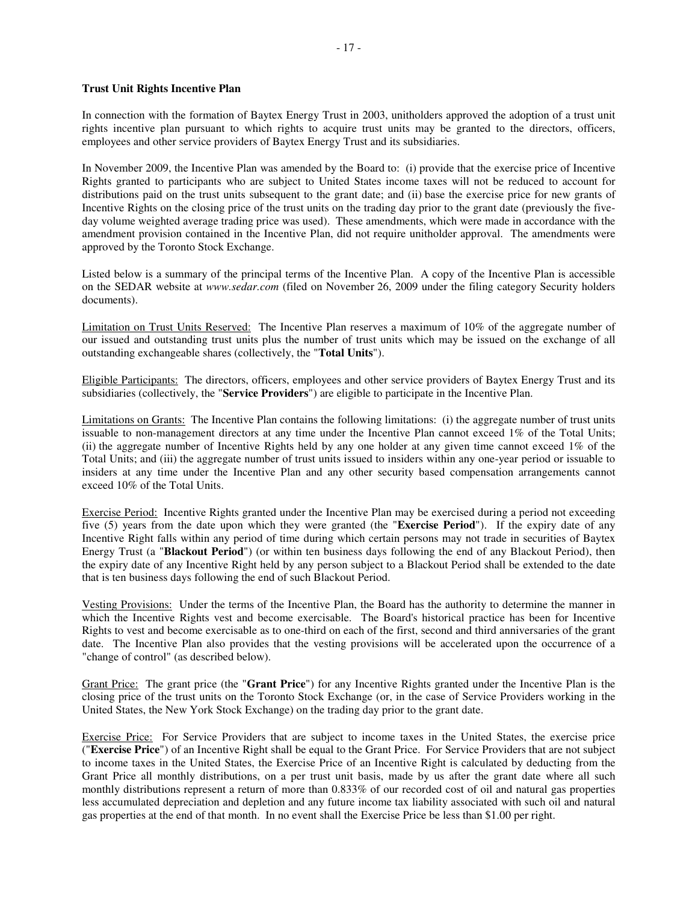**Trust Unit Rights Incentive Plan**

In connection with the formation of Baytex Energy Trust in 2003, unitholders approved the adoption of a trust unit rights incentive plan pursuant to which rights to acquire trust units may be granted to the directors, officers, employees and other service providers of Baytex Energy Trust and its subsidiaries.

In November 2009, the Incentive Plan was amended by the Board to: (i) provide that the exercise price of Incentive Rights granted to participants who are subject to United States income taxes will not be reduced to account for distributions paid on the trust units subsequent to the grant date; and (ii) base the exercise price for new grants of Incentive Rights on the closing price of the trust units on the trading day prior to the grant date (previously the five-day volume weighted average trading price was used). These amendments, which were made in accordance with the amendment provision contained in the Incentive Plan, did not require unitholder approval. The amendments were approved by the Toronto Stock Exchange.

Listed below is a summary of the principal terms of the Incentive Plan. A copy of the Incentive Plan is accessible on the SEDAR website at *www.sedar.com* (filed on November 26, 2009 under the filing category Security holders documents).

Limitation on Trust Units Reserved: The Incentive Plan reserves a maximum of 10% of the aggregate number of our issued and outstanding trust units plus the number of trust units which may be issued on the exchange of all outstanding exchangeable shares (collectively, the "**Total Units**").

Eligible Participants: The directors, officers, employees and other service providers of Baytex Energy Trust and its subsidiaries (collectively, the "**Service Providers**") are eligible to participate in the Incentive Plan.

Limitations on Grants: The Incentive Plan contains the following limitations: (i) the aggregate number of trust units issuable to non-management directors at any time under the Incentive Plan cannot exceed 1% of the Total Units; (ii) the aggregate number of Incentive Rights held by any one holder at any given time cannot exceed 1% of the Total Units; and (iii) the aggregate number of trust units issued to insiders within any one-year period or issuable to insiders at any time under the Incentive Plan and any other security based compensation arrangements cannot exceed 10% of the Total Units.

Exercise Period: Incentive Rights granted under the Incentive Plan may be exercised during a period not exceeding five (5) years from the date upon which they were granted (the "**Exercise Period**"). If the expiry date of any Incentive Right falls within any period of time during which certain persons may not trade in securities of Baytex Energy Trust (a "**Blackout Period**") (or within ten business days following the end of any Blackout Period), then the expiry date of any Incentive Right held by any person subject to a Blackout Period shall be extended to the date that is ten business days following the end of such Blackout Period.

Vesting Provisions: Under the terms of the Incentive Plan, the Board has the authority to determine the manner in which the Incentive Rights vest and become exercisable. The Board's historical practice has been for Incentive Rights to vest and become exercisable as to one-third on each of the first, second and third anniversaries of the grant date. The Incentive Plan also provides that the vesting provisions will be accelerated upon the occurrence of a "change of control" (as described below).

Grant Price: The grant price (the "**Grant Price**") for any Incentive Rights granted under the Incentive Plan is the closing price of the trust units on the Toronto Stock Exchange (or, in the case of Service Providers working in the United States, the New York Stock Exchange) on the trading day prior to the grant date.

Exercise Price: For Service Providers that are subject to income taxes in the United States, the exercise price ("**Exercise Price**") of an Incentive Right shall be equal to the Grant Price. For Service Providers that are not subject to income taxes in the United States, the Exercise Price of an Incentive Right is calculated by deducting from the Grant Price all monthly distributions, on a per trust unit basis, made by us after the grant date where all such monthly distributions represent a return of more than 0.833% of our recorded cost of oil and natural gas properties less accumulated depreciation and depletion and any future income tax liability associated with such oil and natural gas properties at the end of that month. In no event shall the Exercise Price be less than $1.00 per right.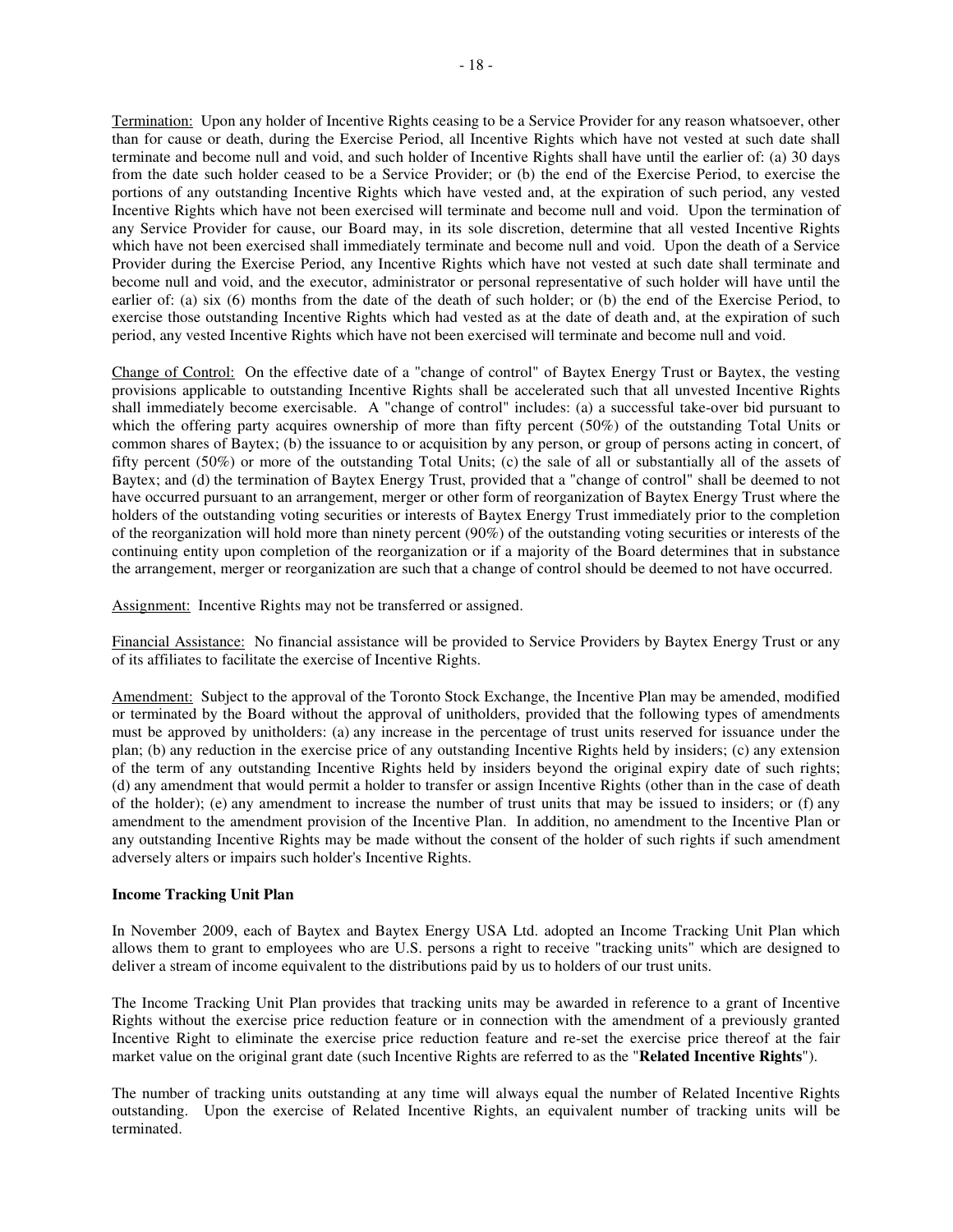Termination: Upon any holder of Incentive Rights ceasing to be a Service Provider for any reason whatsoever, other than for cause or death, during the Exercise Period, all Incentive Rights which have not vested at such date shall terminate and become null and void, and such holder of Incentive Rights shall have until the earlier of: (a) 30 days from the date such holder ceased to be a Service Provider; or (b) the end of the Exercise Period, to exercise the portions of any outstanding Incentive Rights which have vested and, at the expiration of such period, any vested Incentive Rights which have not been exercised will terminate and become null and void. Upon the termination of any Service Provider for cause, our Board may, in its sole discretion, determine that all vested Incentive Rights which have not been exercised shall immediately terminate and become null and void. Upon the death of a Service Provider during the Exercise Period, any Incentive Rights which have not vested at such date shall terminate and become null and void, and the executor, administrator or personal representative of such holder will have until the earlier of: (a) six (6) months from the date of the death of such holder; or (b) the end of the Exercise Period, to exercise those outstanding Incentive Rights which had vested as at the date of death and, at the expiration of such period, any vested Incentive Rights which have not been exercised will terminate and become null and void.

Change of Control: On the effective date of a "change of control" of Baytex Energy Trust or Baytex, the vesting provisions applicable to outstanding Incentive Rights shall be accelerated such that all unvested Incentive Rights shall immediately become exercisable. A "change of control" includes: (a) a successful take-over bid pursuant to which the offering party acquires ownership of more than fifty percent (50%) of the outstanding Total Units or common shares of Baytex; (b) the issuance to or acquisition by any person, or group of persons acting in concert, of fifty percent (50%) or more of the outstanding Total Units; (c) the sale of all or substantially all of the assets of Baytex; and (d) the termination of Baytex Energy Trust, provided that a "change of control" shall be deemed to not have occurred pursuant to an arrangement, merger or other form of reorganization of Baytex Energy Trust where the holders of the outstanding voting securities or interests of Baytex Energy Trust immediately prior to the completion of the reorganization will hold more than ninety percent (90%) of the outstanding voting securities or interests of the continuing entity upon completion of the reorganization or if a majority of the Board determines that in substance the arrangement, merger or reorganization are such that a change of control should be deemed to not have occurred.

Assignment: Incentive Rights may not be transferred or assigned.

Financial Assistance: No financial assistance will be provided to Service Providers by Baytex Energy Trust or any of its affiliates to facilitate the exercise of Incentive Rights.

Amendment: Subject to the approval of the Toronto Stock Exchange, the Incentive Plan may be amended, modified or terminated by the Board without the approval of unitholders, provided that the following types of amendments must be approved by unitholders: (a) any increase in the percentage of trust units reserved for issuance under the plan; (b) any reduction in the exercise price of any outstanding Incentive Rights held by insiders; (c) any extension of the term of any outstanding Incentive Rights held by insiders beyond the original expiry date of such rights; (d) any amendment that would permit a holder to transfer or assign Incentive Rights (other than in the case of death of the holder); (e) any amendment to increase the number of trust units that may be issued to insiders; or (f) any amendment to the amendment provision of the Incentive Plan. In addition, no amendment to the Incentive Plan or any outstanding Incentive Rights may be made without the consent of the holder of such rights if such amendment adversely alters or impairs such holder's Incentive Rights.

**Income Tracking Unit Plan**

In November 2009, each of Baytex and Baytex Energy USA Ltd. adopted an Income Tracking Unit Plan which allows them to grant to employees who are U.S. persons a right to receive "tracking units" which are designed to deliver a stream of income equivalent to the distributions paid by us to holders of our trust units.

The Income Tracking Unit Plan provides that tracking units may be awarded in reference to a grant of Incentive Rights without the exercise price reduction feature or in connection with the amendment of a previously granted Incentive Right to eliminate the exercise price reduction feature and re-set the exercise price thereof at the fair market value on the original grant date (such Incentive Rights are referred to as the "**Related Incentive Rights**").

The number of tracking units outstanding at any time will always equal the number of Related Incentive Rights outstanding. Upon the exercise of Related Incentive Rights, an equivalent number of tracking units will be terminated.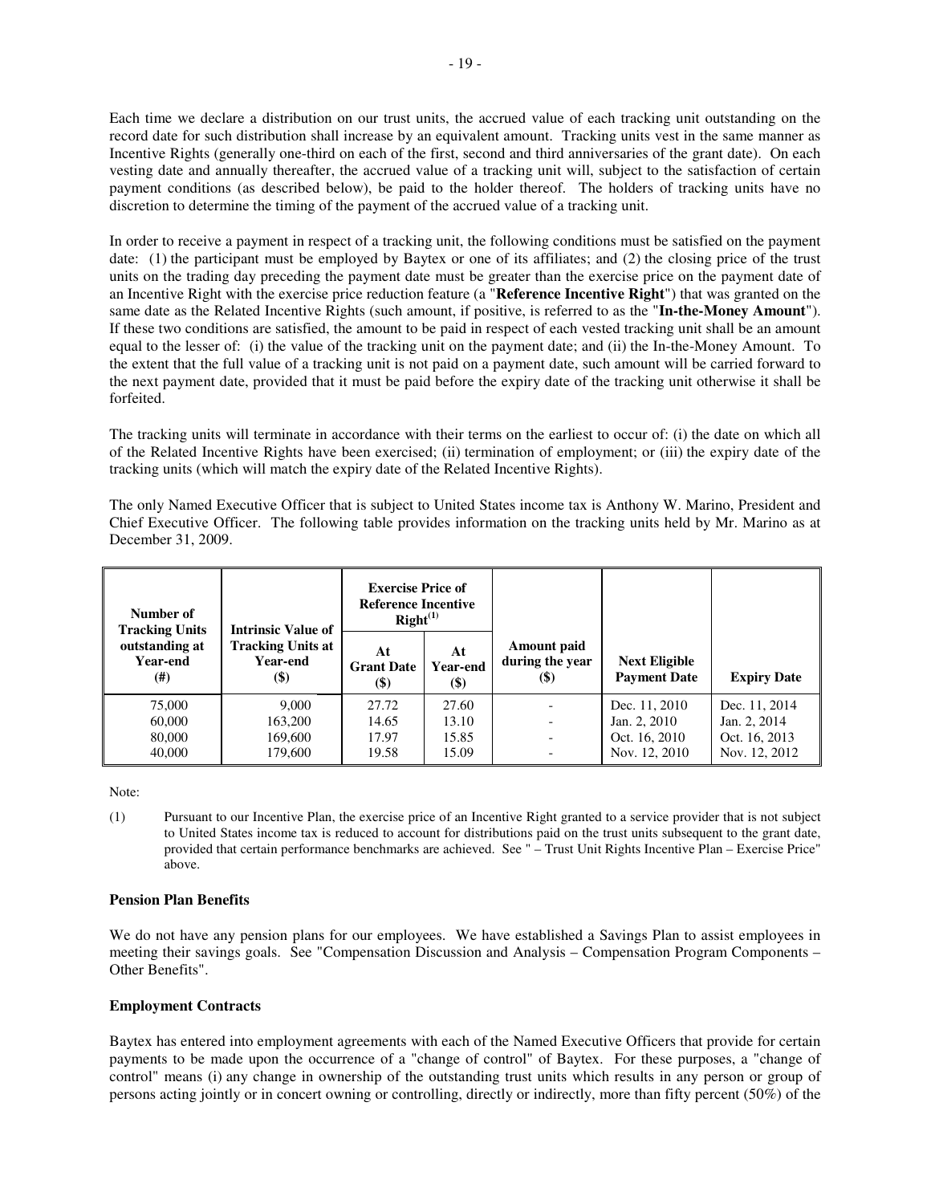Each time we declare a distribution on our trust units, the accrued value of each tracking unit outstanding on the record date for such distribution shall increase by an equivalent amount. Tracking units vest in the same manner as Incentive Rights (generally one-third on each of the first, second and third anniversaries of the grant date). On each vesting date and annually thereafter, the accrued value of a tracking unit will, subject to the satisfaction of certain payment conditions (as described below), be paid to the holder thereof. The holders of tracking units have no discretion to determine the timing of the payment of the accrued value of a tracking unit.

In order to receive a payment in respect of a tracking unit, the following conditions must be satisfied on the payment date: (1) the participant must be employed by Baytex or one of its affiliates; and (2) the closing price of the trust units on the trading day preceding the payment date must be greater than the exercise price on the payment date of an Incentive Right with the exercise price reduction feature (a "**Reference Incentive Right**") that was granted on the same date as the Related Incentive Rights (such amount, if positive, is referred to as the "**In-the-Money Amount**"). If these two conditions are satisfied, the amount to be paid in respect of each vested tracking unit shall be an amount equal to the lesser of: (i) the value of the tracking unit on the payment date; and (ii) the In-the-Money Amount. To the extent that the full value of a tracking unit is not paid on a payment date, such amount will be carried forward to the next payment date, provided that it must be paid before the expiry date of the tracking unit otherwise it shall be forfeited.

The tracking units will terminate in accordance with their terms on the earliest to occur of: (i) the date on which all of the Related Incentive Rights have been exercised; (ii) termination of employment; or (iii) the expiry date of the tracking units (which will match the expiry date of the Related Incentive Rights).

The only Named Executive Officer that is subject to United States income tax is Anthony W. Marino, President and Chief Executive Officer. The following table provides information on the tracking units held by Mr. Marino as at December 31, 2009.

| Number of Tracking Units outstanding at Year-end (#) | Intrinsic Value of Tracking Units at Year-end ($) | Exercise Price of Reference Incentive Right[(1)] | | Amount paid during the year ($) | Next Eligible Payment Date | Expiry Date |
|---|---|---|---|---|---|---|
| | | At Grant Date ($) | At Year-end ($) | | | |
| 75,000 | 9,000 | 27.72 | 27.60 | - | Dec. 11, 2010 | Dec. 11, 2014 |
| 60,000 | 163,200 | 14.65 | 13.10 | - | Jan. 2, 2010 | Jan. 2, 2014 |
| 80,000 | 169,600 | 17.97 | 15.85 | - | Oct. 16, 2010 | Oct. 16, 2013 |
| 40,000 | 179,600 | 19.58 | 15.09 | - | Nov. 12, 2010 | Nov. 12, 2012 |

Note:

(1) Pursuant to our Incentive Plan, the exercise price of an Incentive Right granted to a service provider that is not subject to United States income tax is reduced to account for distributions paid on the trust units subsequent to the grant date, provided that certain performance benchmarks are achieved. See " – Trust Unit Rights Incentive Plan – Exercise Price" above.

### Pension Plan Benefits

We do not have any pension plans for our employees. We have established a Savings Plan to assist employees in meeting their savings goals. See "Compensation Discussion and Analysis – Compensation Program Components – Other Benefits".

### Employment Contracts

Baytex has entered into employment agreements with each of the Named Executive Officers that provide for certain payments to be made upon the occurrence of a "change of control" of Baytex. For these purposes, a "change of control" means (i) any change in ownership of the outstanding trust units which results in any person or group of persons acting jointly or in concert owning or controlling, directly or indirectly, more than fifty percent (50%) of the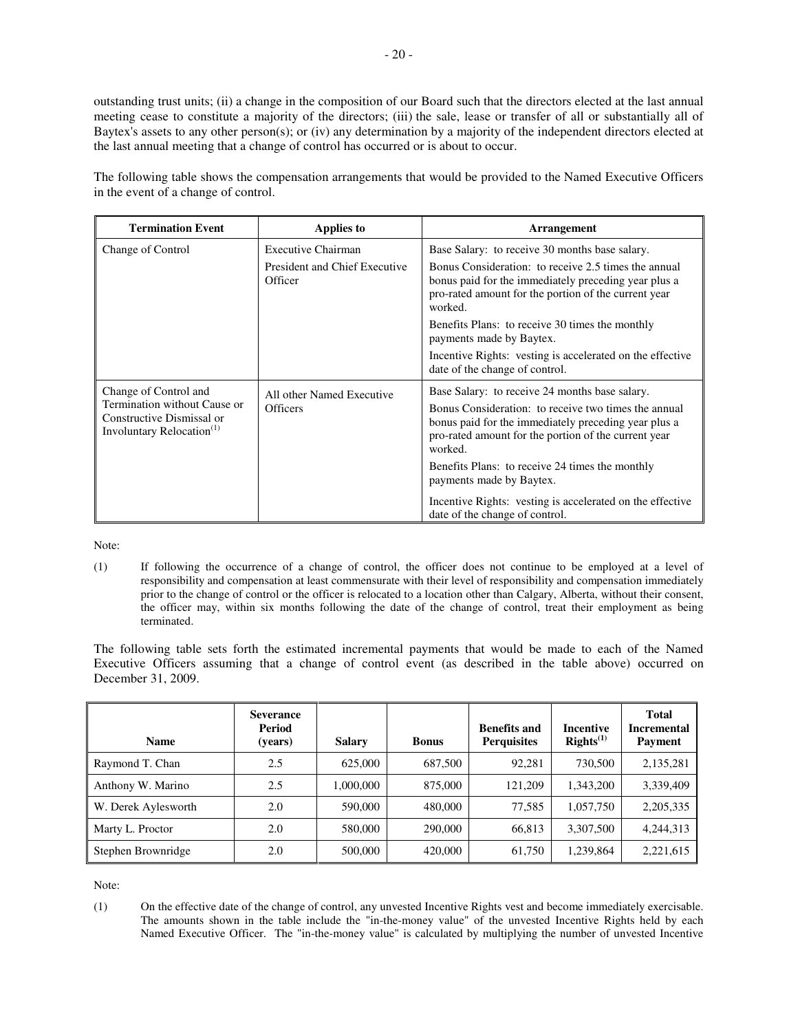outstanding trust units; (ii) a change in the composition of our Board such that the directors elected at the last annual meeting cease to constitute a majority of the directors; (iii) the sale, lease or transfer of all or substantially all of Baytex's assets to any other person(s); or (iv) any determination by a majority of the independent directors elected at the last annual meeting that a change of control has occurred or is about to occur.

The following table shows the compensation arrangements that would be provided to the Named Executive Officers in the event of a change of control.

| Termination Event | Applies to | Arrangement |
|---|---|---|
| Change of Control | Executive Chairman<br><br>President and Chief Executive Officer | Base Salary: to receive 30 months base salary.<br><br>Bonus Consideration: to receive 2.5 times the annual bonus paid for the immediately preceding year plus a pro-rated amount for the portion of the current year worked.<br><br>Benefits Plans: to receive 30 times the monthly payments made by Baytex.<br><br>Incentive Rights: vesting is accelerated on the effective date of the change of control. |
| Change of Control and Termination without Cause or Constructive Dismissal or Involuntary Relocation[(1)] | All other Named Executive Officers | Base Salary: to receive 24 months base salary.<br><br>Bonus Consideration: to receive two times the annual bonus paid for the immediately preceding year plus a pro-rated amount for the portion of the current year worked.<br><br>Benefits Plans: to receive 24 times the monthly payments made by Baytex.<br><br>Incentive Rights: vesting is accelerated on the effective date of the change of control. |

Note:

(1) If following the occurrence of a change of control, the officer does not continue to be employed at a level of responsibility and compensation at least commensurate with their level of responsibility and compensation immediately prior to the change of control or the officer is relocated to a location other than Calgary, Alberta, without their consent, the officer may, within six months following the date of the change of control, treat their employment as being terminated.

The following table sets forth the estimated incremental payments that would be made to each of the Named Executive Officers assuming that a change of control event (as described in the table above) occurred on December 31, 2009.

| Name | Severance Period (years) | Salary | Bonus | Benefits and Perquisites | Incentive Rights[(1)] | Total Incremental Payment |
|---|---|---|---|---|---|---|
| Raymond T. Chan | 2.5 | 625,000 | 687,500 | 92,281 | 730,500 | 2,135,281 |
| Anthony W. Marino | 2.5 | 1,000,000 | 875,000 | 121,209 | 1,343,200 | 3,339,409 |
| W. Derek Aylesworth | 2.0 | 590,000 | 480,000 | 77,585 | 1,057,750 | 2,205,335 |
| Marty L. Proctor | 2.0 | 580,000 | 290,000 | 66,813 | 3,307,500 | 4,244,313 |
| Stephen Brownridge | 2.0 | 500,000 | 420,000 | 61,750 | 1,239,864 | 2,221,615 |

Note:

(1) On the effective date of the change of control, any unvested Incentive Rights vest and become immediately exercisable. The amounts shown in the table include the "in-the-money value" of the unvested Incentive Rights held by each Named Executive Officer. The "in-the-money value" is calculated by multiplying the number of unvested Incentive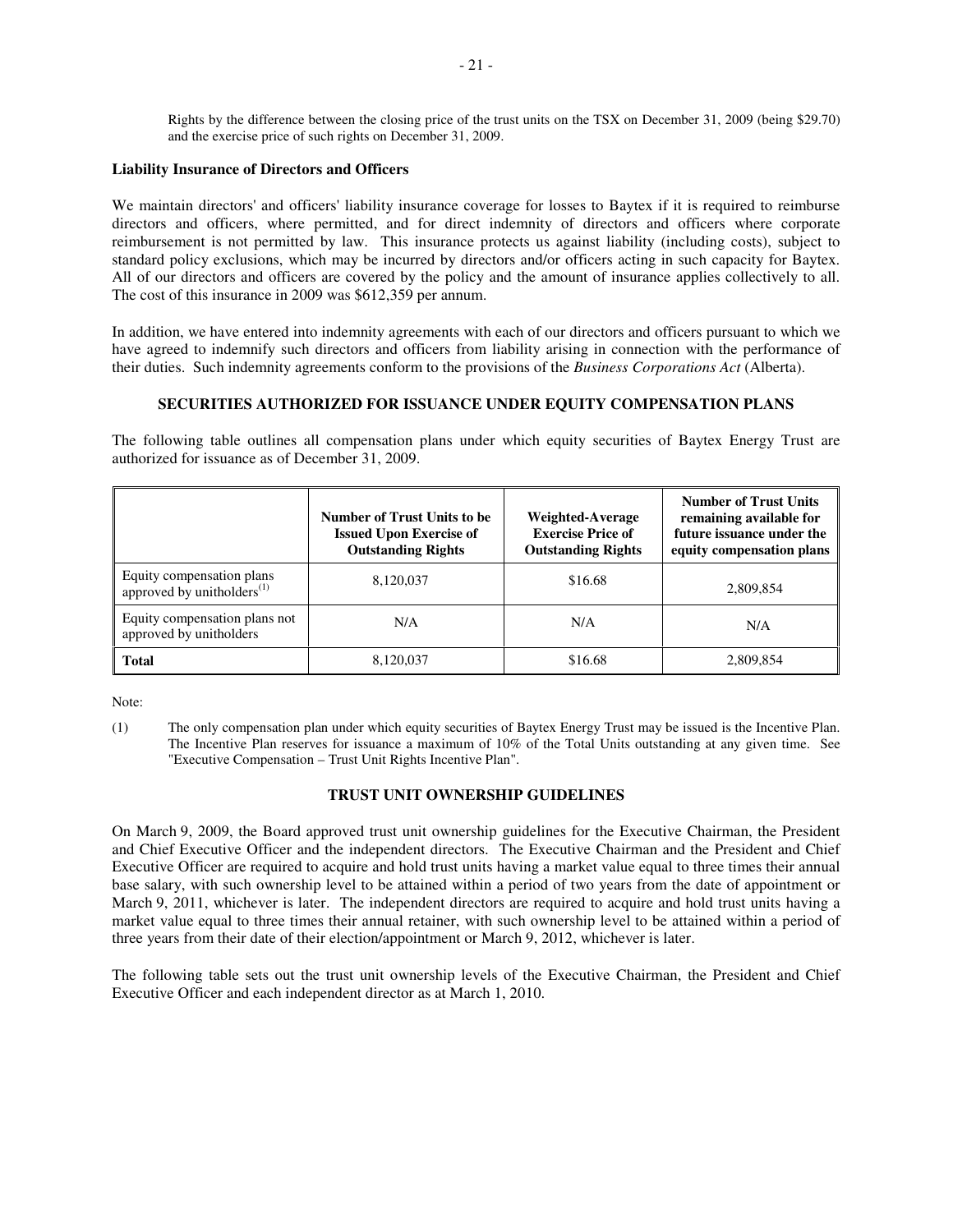Rights by the difference between the closing price of the trust units on the TSX on December 31, 2009 (being $29.70) and the exercise price of such rights on December 31, 2009.

**Liability Insurance of Directors and Officers**

We maintain directors' and officers' liability insurance coverage for losses to Baytex if it is required to reimburse directors and officers, where permitted, and for direct indemnity of directors and officers where corporate reimbursement is not permitted by law. This insurance protects us against liability (including costs), subject to standard policy exclusions, which may be incurred by directors and/or officers acting in such capacity for Baytex. All of our directors and officers are covered by the policy and the amount of insurance applies collectively to all. The cost of this insurance in 2009 was $612,359 per annum.

In addition, we have entered into indemnity agreements with each of our directors and officers pursuant to which we have agreed to indemnify such directors and officers from liability arising in connection with the performance of their duties. Such indemnity agreements conform to the provisions of the *Business Corporations Act* (Alberta).

## SECURITIES AUTHORIZED FOR ISSUANCE UNDER EQUITY COMPENSATION PLANS

The following table outlines all compensation plans under which equity securities of Baytex Energy Trust are authorized for issuance as of December 31, 2009.

| | Number of Trust Units to be Issued Upon Exercise of Outstanding Rights | Weighted-Average Exercise Price of Outstanding Rights | Number of Trust Units remaining available for future issuance under the equity compensation plans |
|---|---|---|---|
| Equity compensation plans approved by unitholders[(1)] | 8,120,037 | $16.68 | 2,809,854 |
| Equity compensation plans not approved by unitholders | N/A | N/A | N/A |
| **Total** | 8,120,037 | $16.68 | 2,809,854 |

Note:

(1) The only compensation plan under which equity securities of Baytex Energy Trust may be issued is the Incentive Plan. The Incentive Plan reserves for issuance a maximum of 10% of the Total Units outstanding at any given time. See "Executive Compensation – Trust Unit Rights Incentive Plan".

## TRUST UNIT OWNERSHIP GUIDELINES

On March 9, 2009, the Board approved trust unit ownership guidelines for the Executive Chairman, the President and Chief Executive Officer and the independent directors. The Executive Chairman and the President and Chief Executive Officer are required to acquire and hold trust units having a market value equal to three times their annual base salary, with such ownership level to be attained within a period of two years from the date of appointment or March 9, 2011, whichever is later. The independent directors are required to acquire and hold trust units having a market value equal to three times their annual retainer, with such ownership level to be attained within a period of three years from their date of their election/appointment or March 9, 2012, whichever is later.

The following table sets out the trust unit ownership levels of the Executive Chairman, the President and Chief Executive Officer and each independent director as at March 1, 2010.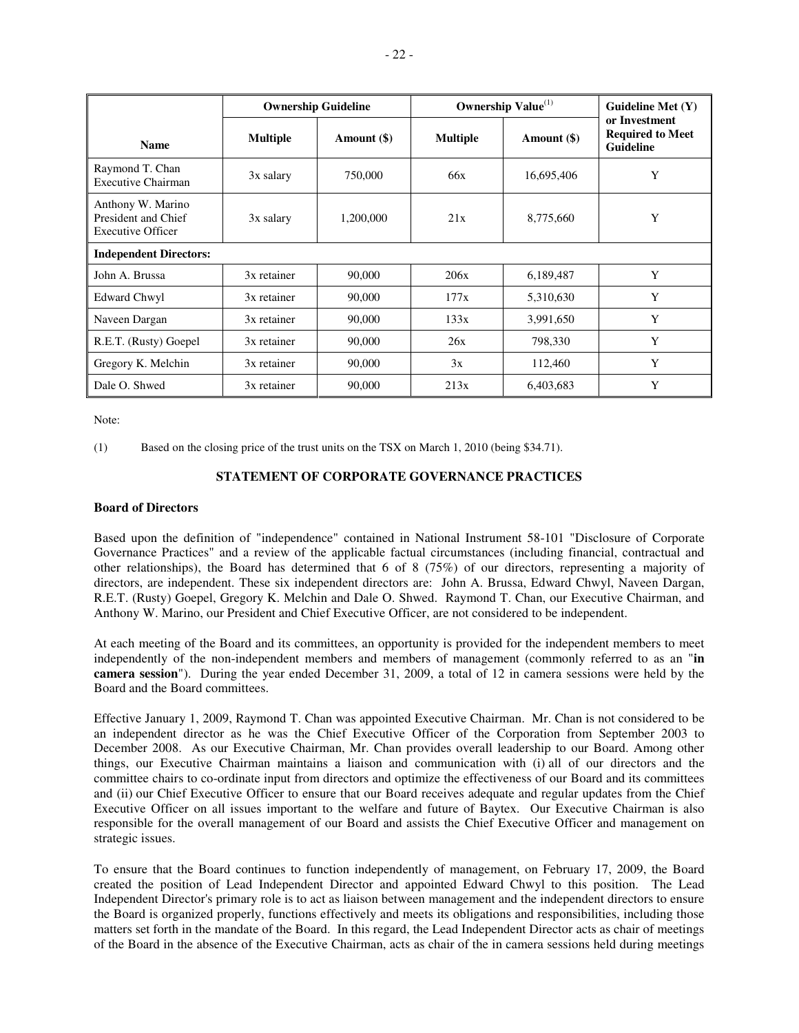| Name | Ownership Guideline | | Ownership Value[(1)] | | Guideline Met (Y) or Investment Required to Meet Guideline |
|---|---|---|---|---|---|
| | Multiple | Amount ($) | Multiple | Amount ($) | |
| Raymond T. Chan<br>Executive Chairman | 3x salary | 750,000 | 66x | 16,695,406 | Y |
| Anthony W. Marino<br>President and Chief Executive Officer | 3x salary | 1,200,000 | 21x | 8,775,660 | Y |
| **Independent Directors:** | | | | | |
| John A. Brussa | 3x retainer | 90,000 | 206x | 6,189,487 | Y |
| Edward Chwyl | 3x retainer | 90,000 | 177x | 5,310,630 | Y |
| Naveen Dargan | 3x retainer | 90,000 | 133x | 3,991,650 | Y |
| R.E.T. (Rusty) Goepel | 3x retainer | 90,000 | 26x | 798,330 | Y |
| Gregory K. Melchin | 3x retainer | 90,000 | 3x | 112,460 | Y |
| Dale O. Shwed | 3x retainer | 90,000 | 213x | 6,403,683 | Y |

Note:

(1) Based on the closing price of the trust units on the TSX on March 1, 2010 (being $34.71).

## STATEMENT OF CORPORATE GOVERNANCE PRACTICES

### Board of Directors

Based upon the definition of "independence" contained in National Instrument 58-101 "Disclosure of Corporate Governance Practices" and a review of the applicable factual circumstances (including financial, contractual and other relationships), the Board has determined that 6 of 8 (75%) of our directors, representing a majority of directors, are independent. These six independent directors are: John A. Brussa, Edward Chwyl, Naveen Dargan, R.E.T. (Rusty) Goepel, Gregory K. Melchin and Dale O. Shwed. Raymond T. Chan, our Executive Chairman, and Anthony W. Marino, our President and Chief Executive Officer, are not considered to be independent.

At each meeting of the Board and its committees, an opportunity is provided for the independent members to meet independently of the non-independent members and members of management (commonly referred to as an "**in camera session**"). During the year ended December 31, 2009, a total of 12 in camera sessions were held by the Board and the Board committees.

Effective January 1, 2009, Raymond T. Chan was appointed Executive Chairman. Mr. Chan is not considered to be an independent director as he was the Chief Executive Officer of the Corporation from September 2003 to December 2008. As our Executive Chairman, Mr. Chan provides overall leadership to our Board. Among other things, our Executive Chairman maintains a liaison and communication with (i) all of our directors and the committee chairs to co-ordinate input from directors and optimize the effectiveness of our Board and its committees and (ii) our Chief Executive Officer to ensure that our Board receives adequate and regular updates from the Chief Executive Officer on all issues important to the welfare and future of Baytex. Our Executive Chairman is also responsible for the overall management of our Board and assists the Chief Executive Officer and management on strategic issues.

To ensure that the Board continues to function independently of management, on February 17, 2009, the Board created the position of Lead Independent Director and appointed Edward Chwyl to this position. The Lead Independent Director's primary role is to act as liaison between management and the independent directors to ensure the Board is organized properly, functions effectively and meets its obligations and responsibilities, including those matters set forth in the mandate of the Board. In this regard, the Lead Independent Director acts as chair of meetings of the Board in the absence of the Executive Chairman, acts as chair of the in camera sessions held during meetings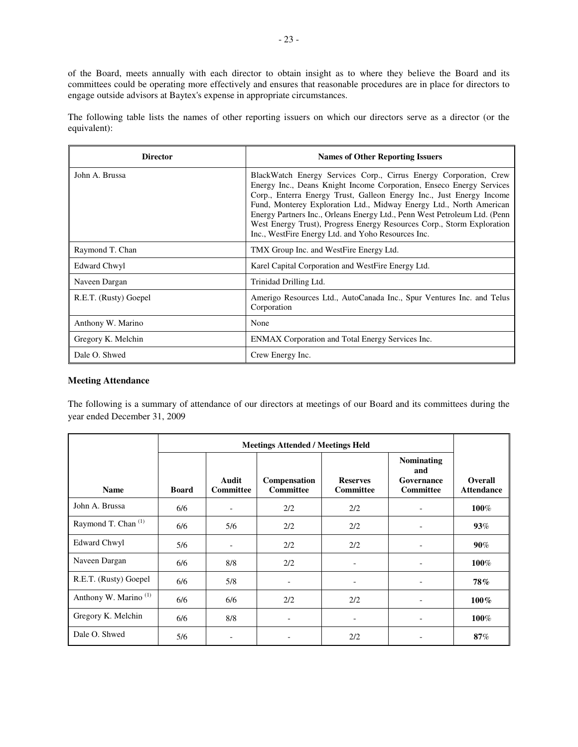of the Board, meets annually with each director to obtain insight as to where they believe the Board and its committees could be operating more effectively and ensures that reasonable procedures are in place for directors to engage outside advisors at Baytex's expense in appropriate circumstances.

The following table lists the names of other reporting issuers on which our directors serve as a director (or the equivalent):

| Director | Names of Other Reporting Issuers |
|---|---|
| John A. Brussa | BlackWatch Energy Services Corp., Cirrus Energy Corporation, Crew Energy Inc., Deans Knight Income Corporation, Enseco Energy Services Corp., Enterra Energy Trust, Galleon Energy Inc., Just Energy Income Fund, Monterey Exploration Ltd., Midway Energy Ltd., North American Energy Partners Inc., Orleans Energy Ltd., Penn West Petroleum Ltd. (Penn West Energy Trust), Progress Energy Resources Corp., Storm Exploration Inc., WestFire Energy Ltd. and Yoho Resources Inc. |
| Raymond T. Chan | TMX Group Inc. and WestFire Energy Ltd. |
| Edward Chwyl | Karel Capital Corporation and WestFire Energy Ltd. |
| Naveen Dargan | Trinidad Drilling Ltd. |
| R.E.T. (Rusty) Goepel | Amerigo Resources Ltd., AutoCanada Inc., Spur Ventures Inc. and Telus Corporation |
| Anthony W. Marino | None |
| Gregory K. Melchin | ENMAX Corporation and Total Energy Services Inc. |
| Dale O. Shwed | Crew Energy Inc. |

### Meeting Attendance

The following is a summary of attendance of our directors at meetings of our Board and its committees during the year ended December 31, 2009

| | Meetings Attended / Meetings Held | | | | | |
|---|---|---|---|---|---|---|
| **Name** | **Board** | **Audit Committee** | **Compensation Committee** | **Reserves Committee** | **Nominating and Governance Committee** | **Overall Attendance** |
| John A. Brussa | 6/6 | - | 2/2 | 2/2 | - | **100%** |
| Raymond T. Chan [(1)] | 6/6 | 5/6 | 2/2 | 2/2 | - | **93%** |
| Edward Chwyl | 5/6 | - | 2/2 | 2/2 | - | **90%** |
| Naveen Dargan | 6/6 | 8/8 | 2/2 | - | - | **100%** |
| R.E.T. (Rusty) Goepel | 6/6 | 5/8 | - | - | - | **78%** |
| Anthony W. Marino [(1)] | 6/6 | 6/6 | 2/2 | 2/2 | - | **100%** |
| Gregory K. Melchin | 6/6 | 8/8 | - | - | - | **100%** |
| Dale O. Shwed | 5/6 | - | - | 2/2 | - | **87%** |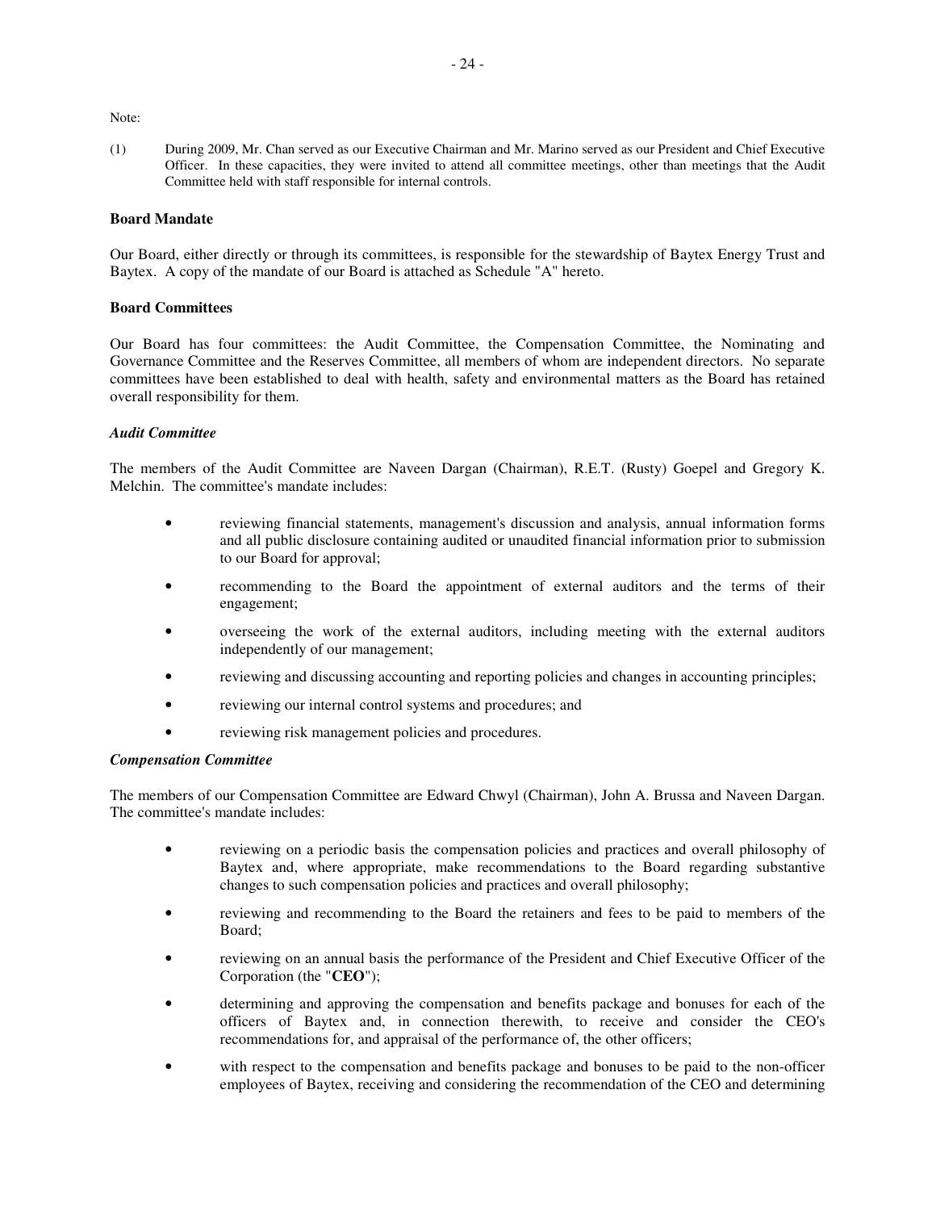Note:

(1) During 2009, Mr. Chan served as our Executive Chairman and Mr. Marino served as our President and Chief Executive Officer. In these capacities, they were invited to attend all committee meetings, other than meetings that the Audit Committee held with staff responsible for internal controls.

## Board Mandate

Our Board, either directly or through its committees, is responsible for the stewardship of Baytex Energy Trust and Baytex. A copy of the mandate of our Board is attached as Schedule "A" hereto.

## Board Committees

Our Board has four committees: the Audit Committee, the Compensation Committee, the Nominating and Governance Committee and the Reserves Committee, all members of whom are independent directors. No separate committees have been established to deal with health, safety and environmental matters as the Board has retained overall responsibility for them.

### *Audit Committee*

The members of the Audit Committee are Naveen Dargan (Chairman), R.E.T. (Rusty) Goepel and Gregory K. Melchin. The committee's mandate includes:

- reviewing financial statements, management's discussion and analysis, annual information forms and all public disclosure containing audited or unaudited financial information prior to submission to our Board for approval;
- recommending to the Board the appointment of external auditors and the terms of their engagement;
- overseeing the work of the external auditors, including meeting with the external auditors independently of our management;
- reviewing and discussing accounting and reporting policies and changes in accounting principles;
- reviewing our internal control systems and procedures; and
- reviewing risk management policies and procedures.

### *Compensation Committee*

The members of our Compensation Committee are Edward Chwyl (Chairman), John A. Brussa and Naveen Dargan. The committee's mandate includes:

- reviewing on a periodic basis the compensation policies and practices and overall philosophy of Baytex and, where appropriate, make recommendations to the Board regarding substantive changes to such compensation policies and practices and overall philosophy;
- reviewing and recommending to the Board the retainers and fees to be paid to members of the Board;
- reviewing on an annual basis the performance of the President and Chief Executive Officer of the Corporation (the "**CEO**");
- determining and approving the compensation and benefits package and bonuses for each of the officers of Baytex and, in connection therewith, to receive and consider the CEO's recommendations for, and appraisal of the performance of, the other officers;
- with respect to the compensation and benefits package and bonuses to be paid to the non-officer employees of Baytex, receiving and considering the recommendation of the CEO and determining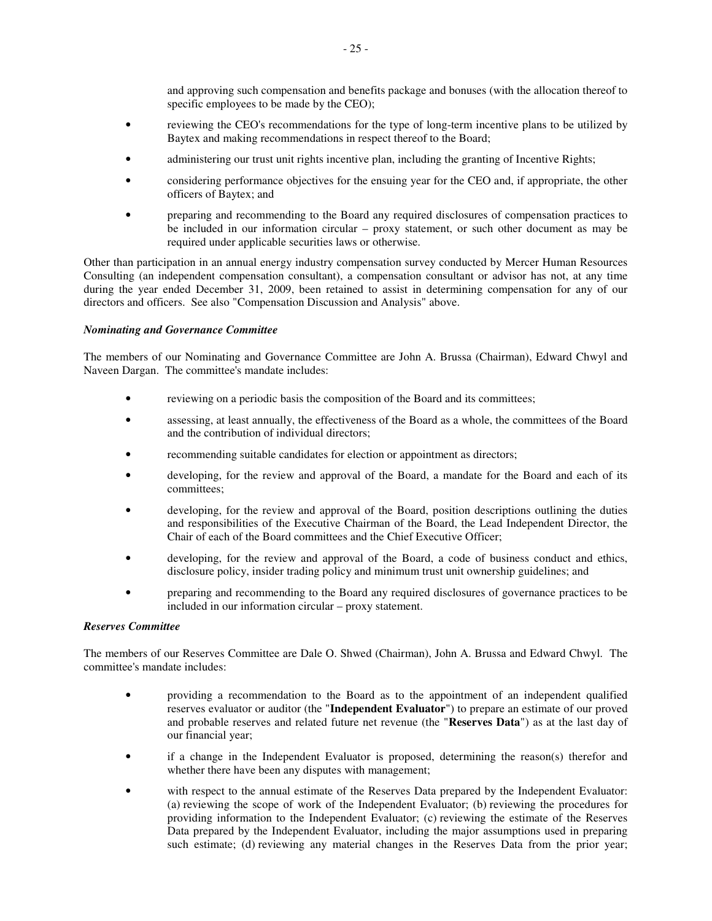and approving such compensation and benefits package and bonuses (with the allocation thereof to specific employees to be made by the CEO);

- reviewing the CEO's recommendations for the type of long-term incentive plans to be utilized by Baytex and making recommendations in respect thereof to the Board;
- administering our trust unit rights incentive plan, including the granting of Incentive Rights;
- considering performance objectives for the ensuing year for the CEO and, if appropriate, the other officers of Baytex; and
- preparing and recommending to the Board any required disclosures of compensation practices to be included in our information circular – proxy statement, or such other document as may be required under applicable securities laws or otherwise.

Other than participation in an annual energy industry compensation survey conducted by Mercer Human Resources Consulting (an independent compensation consultant), a compensation consultant or advisor has not, at any time during the year ended December 31, 2009, been retained to assist in determining compensation for any of our directors and officers. See also "Compensation Discussion and Analysis" above.

***Nominating and Governance Committee***

The members of our Nominating and Governance Committee are John A. Brussa (Chairman), Edward Chwyl and Naveen Dargan. The committee's mandate includes:

- reviewing on a periodic basis the composition of the Board and its committees;
- assessing, at least annually, the effectiveness of the Board as a whole, the committees of the Board and the contribution of individual directors;
- recommending suitable candidates for election or appointment as directors;
- developing, for the review and approval of the Board, a mandate for the Board and each of its committees;
- developing, for the review and approval of the Board, position descriptions outlining the duties and responsibilities of the Executive Chairman of the Board, the Lead Independent Director, the Chair of each of the Board committees and the Chief Executive Officer;
- developing, for the review and approval of the Board, a code of business conduct and ethics, disclosure policy, insider trading policy and minimum trust unit ownership guidelines; and
- preparing and recommending to the Board any required disclosures of governance practices to be included in our information circular – proxy statement.

***Reserves Committee***

The members of our Reserves Committee are Dale O. Shwed (Chairman), John A. Brussa and Edward Chwyl. The committee's mandate includes:

- providing a recommendation to the Board as to the appointment of an independent qualified reserves evaluator or auditor (the "**Independent Evaluator**") to prepare an estimate of our proved and probable reserves and related future net revenue (the "**Reserves Data**") as at the last day of our financial year;
- if a change in the Independent Evaluator is proposed, determining the reason(s) therefor and whether there have been any disputes with management;
- with respect to the annual estimate of the Reserves Data prepared by the Independent Evaluator: (a) reviewing the scope of work of the Independent Evaluator; (b) reviewing the procedures for providing information to the Independent Evaluator; (c) reviewing the estimate of the Reserves Data prepared by the Independent Evaluator, including the major assumptions used in preparing such estimate; (d) reviewing any material changes in the Reserves Data from the prior year;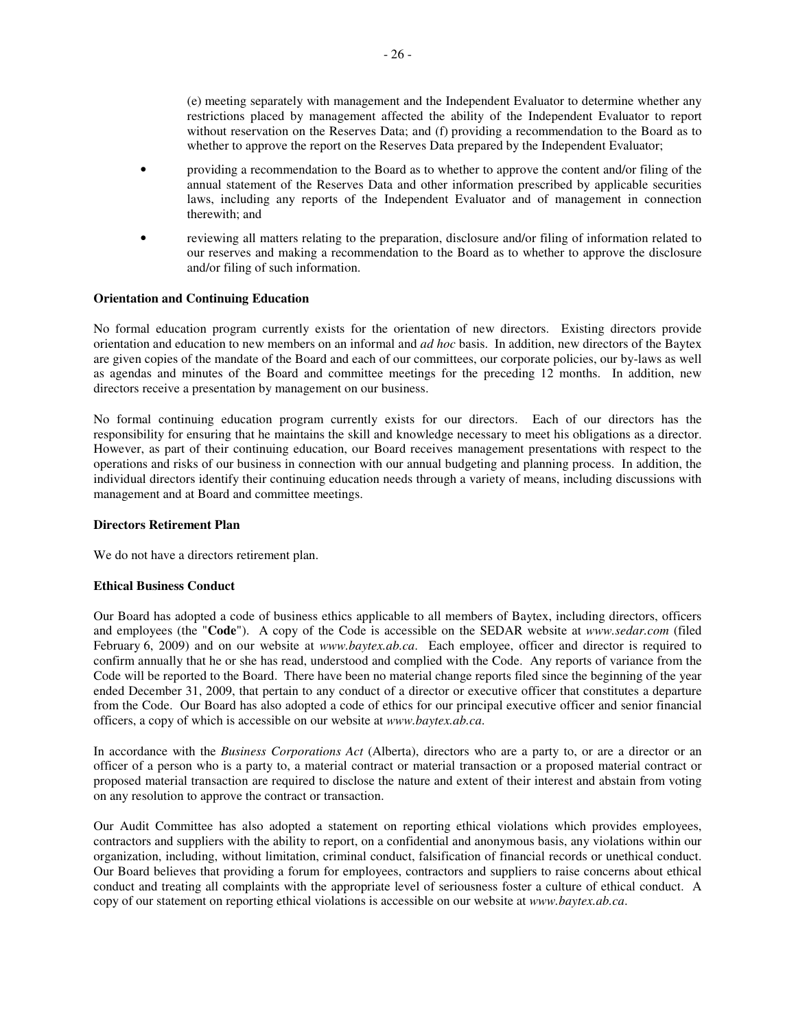(e) meeting separately with management and the Independent Evaluator to determine whether any restrictions placed by management affected the ability of the Independent Evaluator to report without reservation on the Reserves Data; and (f) providing a recommendation to the Board as to whether to approve the report on the Reserves Data prepared by the Independent Evaluator;

- providing a recommendation to the Board as to whether to approve the content and/or filing of the annual statement of the Reserves Data and other information prescribed by applicable securities laws, including any reports of the Independent Evaluator and of management in connection therewith; and
- reviewing all matters relating to the preparation, disclosure and/or filing of information related to our reserves and making a recommendation to the Board as to whether to approve the disclosure and/or filing of such information.

**Orientation and Continuing Education**

No formal education program currently exists for the orientation of new directors. Existing directors provide orientation and education to new members on an informal and *ad hoc* basis. In addition, new directors of the Baytex are given copies of the mandate of the Board and each of our committees, our corporate policies, our by-laws as well as agendas and minutes of the Board and committee meetings for the preceding 12 months. In addition, new directors receive a presentation by management on our business.

No formal continuing education program currently exists for our directors. Each of our directors has the responsibility for ensuring that he maintains the skill and knowledge necessary to meet his obligations as a director. However, as part of their continuing education, our Board receives management presentations with respect to the operations and risks of our business in connection with our annual budgeting and planning process. In addition, the individual directors identify their continuing education needs through a variety of means, including discussions with management and at Board and committee meetings.

**Directors Retirement Plan**

We do not have a directors retirement plan.

**Ethical Business Conduct**

Our Board has adopted a code of business ethics applicable to all members of Baytex, including directors, officers and employees (the "**Code**"). A copy of the Code is accessible on the SEDAR website at *www.sedar.com* (filed February 6, 2009) and on our website at *www.baytex.ab.ca*. Each employee, officer and director is required to confirm annually that he or she has read, understood and complied with the Code. Any reports of variance from the Code will be reported to the Board. There have been no material change reports filed since the beginning of the year ended December 31, 2009, that pertain to any conduct of a director or executive officer that constitutes a departure from the Code. Our Board has also adopted a code of ethics for our principal executive officer and senior financial officers, a copy of which is accessible on our website at *www.baytex.ab.ca*.

In accordance with the *Business Corporations Act* (Alberta), directors who are a party to, or are a director or an officer of a person who is a party to, a material contract or material transaction or a proposed material contract or proposed material transaction are required to disclose the nature and extent of their interest and abstain from voting on any resolution to approve the contract or transaction.

Our Audit Committee has also adopted a statement on reporting ethical violations which provides employees, contractors and suppliers with the ability to report, on a confidential and anonymous basis, any violations within our organization, including, without limitation, criminal conduct, falsification of financial records or unethical conduct. Our Board believes that providing a forum for employees, contractors and suppliers to raise concerns about ethical conduct and treating all complaints with the appropriate level of seriousness foster a culture of ethical conduct. A copy of our statement on reporting ethical violations is accessible on our website at *www.baytex.ab.ca*.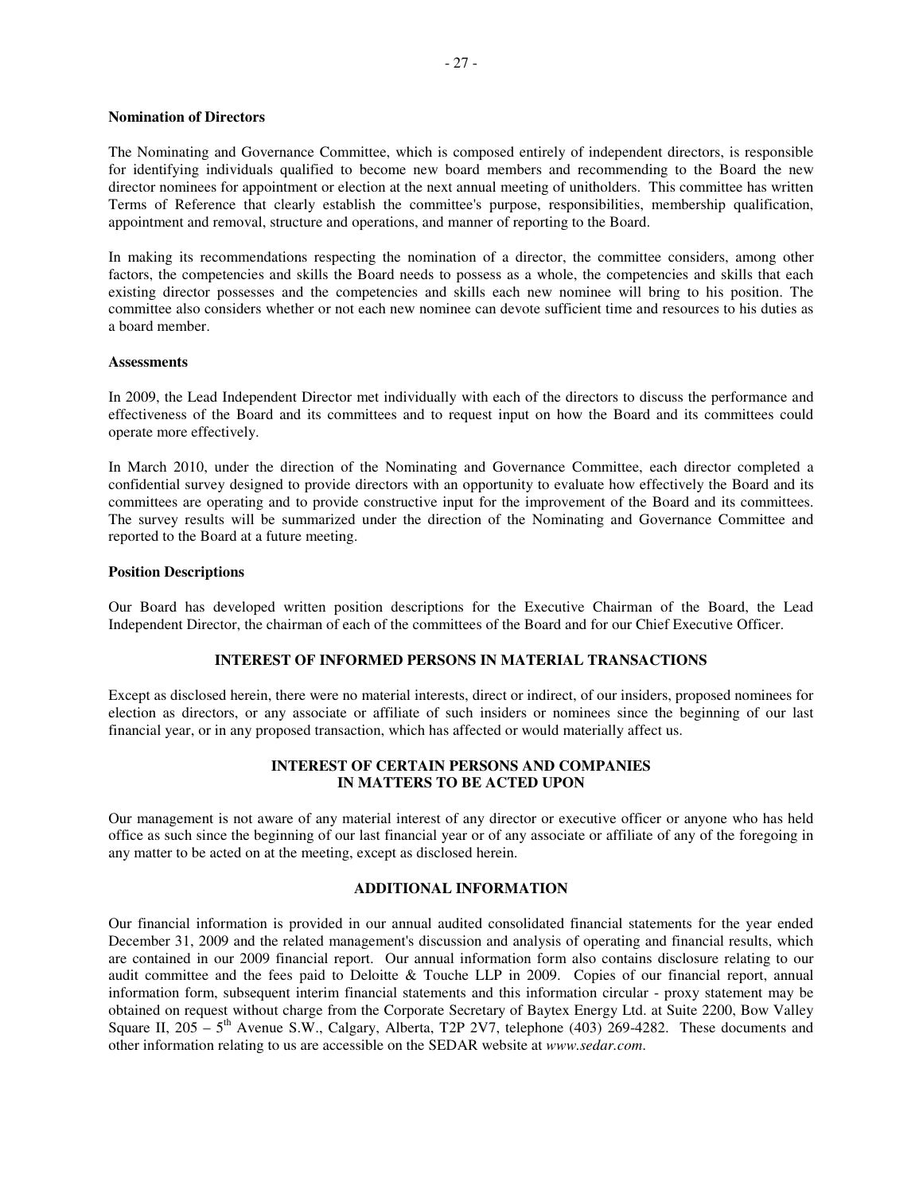**Nomination of Directors**

The Nominating and Governance Committee, which is composed entirely of independent directors, is responsible for identifying individuals qualified to become new board members and recommending to the Board the new director nominees for appointment or election at the next annual meeting of unitholders. This committee has written Terms of Reference that clearly establish the committee's purpose, responsibilities, membership qualification, appointment and removal, structure and operations, and manner of reporting to the Board.

In making its recommendations respecting the nomination of a director, the committee considers, among other factors, the competencies and skills the Board needs to possess as a whole, the competencies and skills that each existing director possesses and the competencies and skills each new nominee will bring to his position. The committee also considers whether or not each new nominee can devote sufficient time and resources to his duties as a board member.

**Assessments**

In 2009, the Lead Independent Director met individually with each of the directors to discuss the performance and effectiveness of the Board and its committees and to request input on how the Board and its committees could operate more effectively.

In March 2010, under the direction of the Nominating and Governance Committee, each director completed a confidential survey designed to provide directors with an opportunity to evaluate how effectively the Board and its committees are operating and to provide constructive input for the improvement of the Board and its committees. The survey results will be summarized under the direction of the Nominating and Governance Committee and reported to the Board at a future meeting.

**Position Descriptions**

Our Board has developed written position descriptions for the Executive Chairman of the Board, the Lead Independent Director, the chairman of each of the committees of the Board and for our Chief Executive Officer.

## INTEREST OF INFORMED PERSONS IN MATERIAL TRANSACTIONS

Except as disclosed herein, there were no material interests, direct or indirect, of our insiders, proposed nominees for election as directors, or any associate or affiliate of such insiders or nominees since the beginning of our last financial year, or in any proposed transaction, which has affected or would materially affect us.

## INTEREST OF CERTAIN PERSONS AND COMPANIES IN MATTERS TO BE ACTED UPON

Our management is not aware of any material interest of any director or executive officer or anyone who has held office as such since the beginning of our last financial year or of any associate or affiliate of any of the foregoing in any matter to be acted on at the meeting, except as disclosed herein.

## ADDITIONAL INFORMATION

Our financial information is provided in our annual audited consolidated financial statements for the year ended December 31, 2009 and the related management's discussion and analysis of operating and financial results, which are contained in our 2009 financial report. Our annual information form also contains disclosure relating to our audit committee and the fees paid to Deloitte & Touche LLP in 2009. Copies of our financial report, annual information form, subsequent interim financial statements and this information circular - proxy statement may be obtained on request without charge from the Corporate Secretary of Baytex Energy Ltd. at Suite 2200, Bow Valley Square II, 205 – 5th Avenue S.W., Calgary, Alberta, T2P 2V7, telephone (403) 269-4282. These documents and other information relating to us are accessible on the SEDAR website at *www.sedar.com*.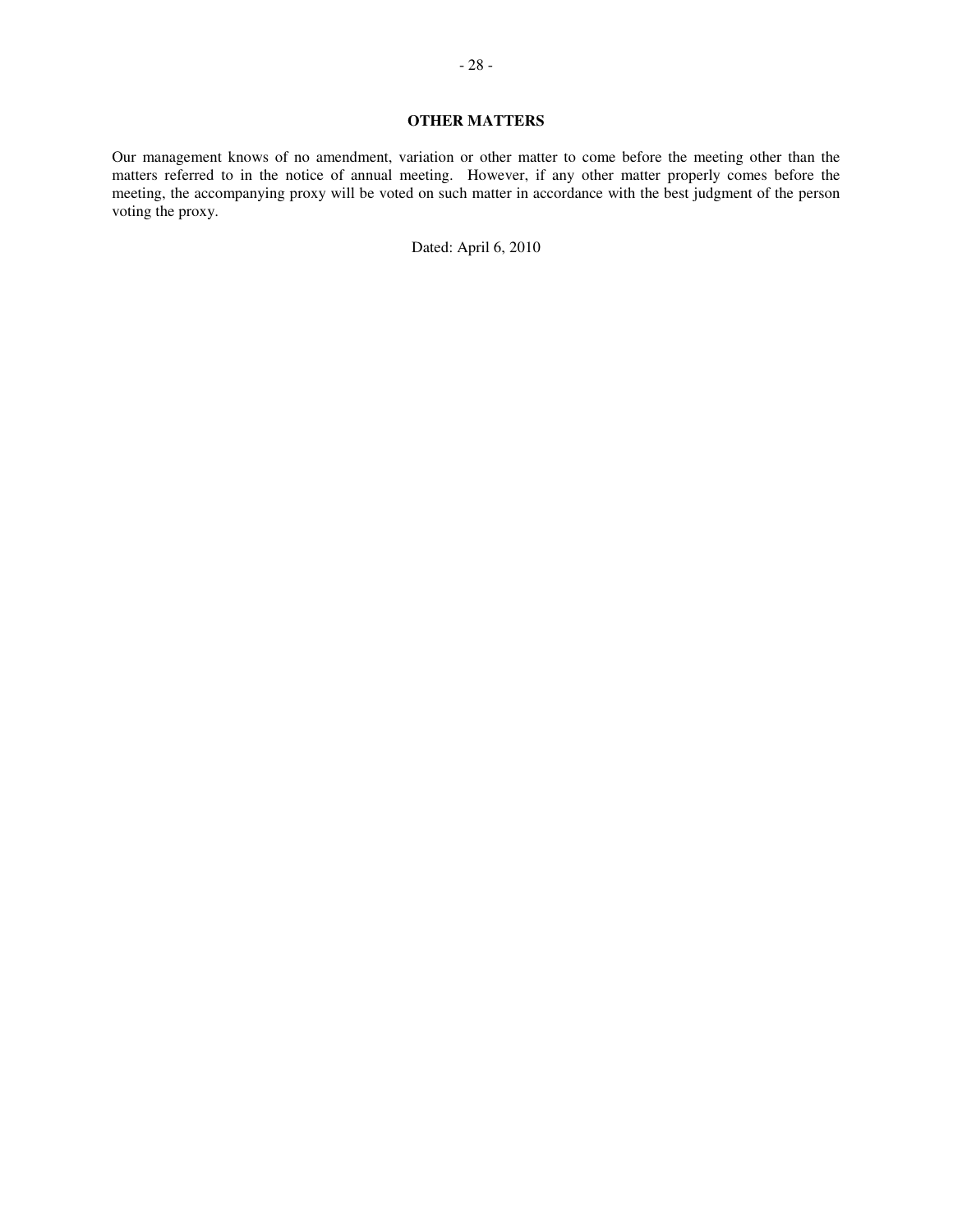## OTHER MATTERS

Our management knows of no amendment, variation or other matter to come before the meeting other than the matters referred to in the notice of annual meeting. However, if any other matter properly comes before the meeting, the accompanying proxy will be voted on such matter in accordance with the best judgment of the person voting the proxy.

Dated: April 6, 2010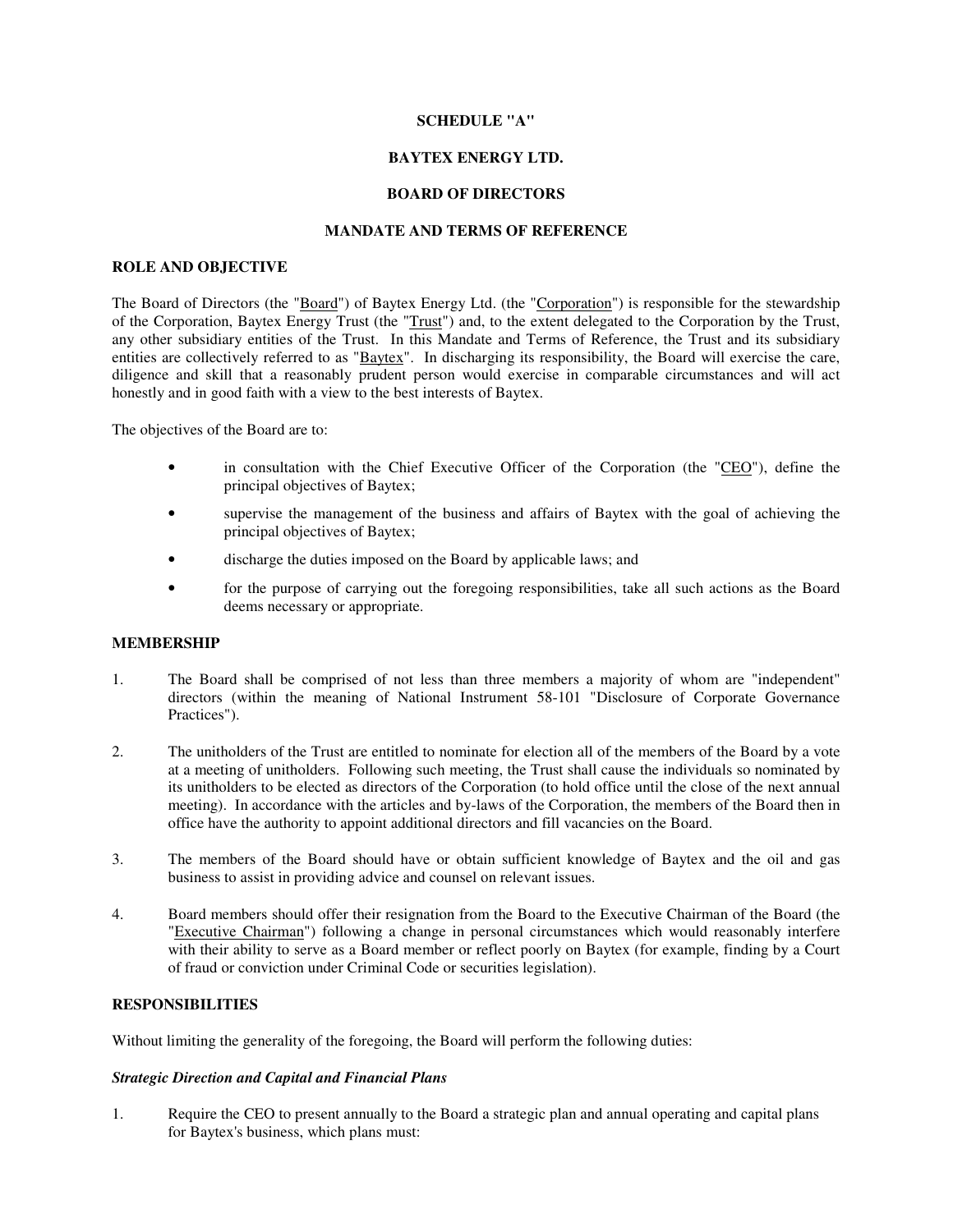**SCHEDULE "A"**

**BAYTEX ENERGY LTD.**

**BOARD OF DIRECTORS**

**MANDATE AND TERMS OF REFERENCE**

**ROLE AND OBJECTIVE**

The Board of Directors (the "Board") of Baytex Energy Ltd. (the "Corporation") is responsible for the stewardship of the Corporation, Baytex Energy Trust (the "Trust") and, to the extent delegated to the Corporation by the Trust, any other subsidiary entities of the Trust. In this Mandate and Terms of Reference, the Trust and its subsidiary entities are collectively referred to as "Baytex". In discharging its responsibility, the Board will exercise the care, diligence and skill that a reasonably prudent person would exercise in comparable circumstances and will act honestly and in good faith with a view to the best interests of Baytex.

The objectives of the Board are to:

- in consultation with the Chief Executive Officer of the Corporation (the "CEO"), define the principal objectives of Baytex;
- supervise the management of the business and affairs of Baytex with the goal of achieving the principal objectives of Baytex;
- discharge the duties imposed on the Board by applicable laws; and
- for the purpose of carrying out the foregoing responsibilities, take all such actions as the Board deems necessary or appropriate.

**MEMBERSHIP**

1. The Board shall be comprised of not less than three members a majority of whom are "independent" directors (within the meaning of National Instrument 58-101 "Disclosure of Corporate Governance Practices").
2. The unitholders of the Trust are entitled to nominate for election all of the members of the Board by a vote at a meeting of unitholders. Following such meeting, the Trust shall cause the individuals so nominated by its unitholders to be elected as directors of the Corporation (to hold office until the close of the next annual meeting). In accordance with the articles and by-laws of the Corporation, the members of the Board then in office have the authority to appoint additional directors and fill vacancies on the Board.
3. The members of the Board should have or obtain sufficient knowledge of Baytex and the oil and gas business to assist in providing advice and counsel on relevant issues.
4. Board members should offer their resignation from the Board to the Executive Chairman of the Board (the "Executive Chairman") following a change in personal circumstances which would reasonably interfere with their ability to serve as a Board member or reflect poorly on Baytex (for example, finding by a Court of fraud or conviction under Criminal Code or securities legislation).

**RESPONSIBILITIES**

Without limiting the generality of the foregoing, the Board will perform the following duties:

***Strategic Direction and Capital and Financial Plans***

1. Require the CEO to present annually to the Board a strategic plan and annual operating and capital plans for Baytex's business, which plans must: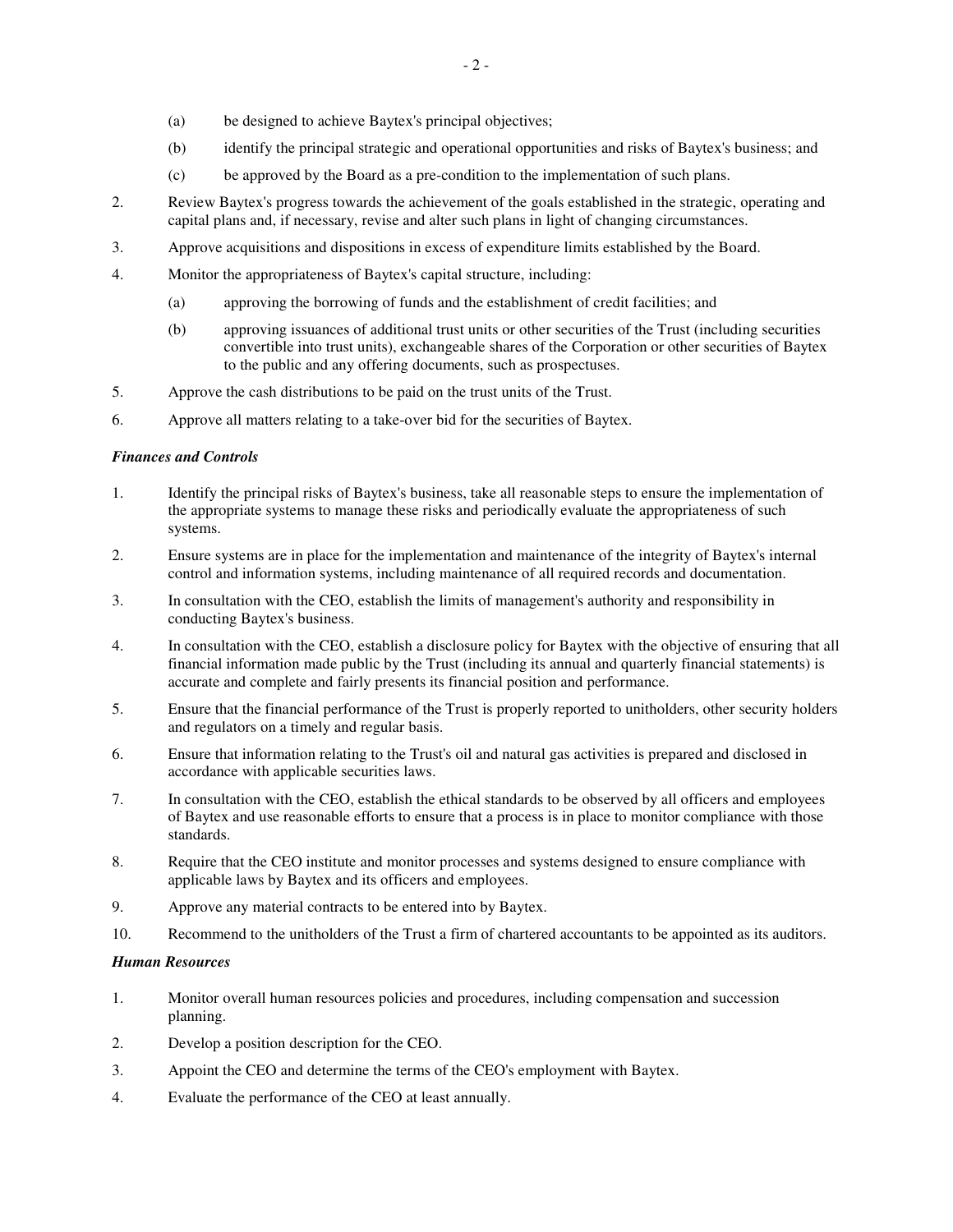(a) be designed to achieve Baytex's principal objectives;

(b) identify the principal strategic and operational opportunities and risks of Baytex's business; and

(c) be approved by the Board as a pre-condition to the implementation of such plans.

2. Review Baytex's progress towards the achievement of the goals established in the strategic, operating and capital plans and, if necessary, revise and alter such plans in light of changing circumstances.

3. Approve acquisitions and dispositions in excess of expenditure limits established by the Board.

4. Monitor the appropriateness of Baytex's capital structure, including:

   (a) approving the borrowing of funds and the establishment of credit facilities; and

   (b) approving issuances of additional trust units or other securities of the Trust (including securities convertible into trust units), exchangeable shares of the Corporation or other securities of Baytex to the public and any offering documents, such as prospectuses.

5. Approve the cash distributions to be paid on the trust units of the Trust.

6. Approve all matters relating to a take-over bid for the securities of Baytex.

***Finances and Controls***

1. Identify the principal risks of Baytex's business, take all reasonable steps to ensure the implementation of the appropriate systems to manage these risks and periodically evaluate the appropriateness of such systems.

2. Ensure systems are in place for the implementation and maintenance of the integrity of Baytex's internal control and information systems, including maintenance of all required records and documentation.

3. In consultation with the CEO, establish the limits of management's authority and responsibility in conducting Baytex's business.

4. In consultation with the CEO, establish a disclosure policy for Baytex with the objective of ensuring that all financial information made public by the Trust (including its annual and quarterly financial statements) is accurate and complete and fairly presents its financial position and performance.

5. Ensure that the financial performance of the Trust is properly reported to unitholders, other security holders and regulators on a timely and regular basis.

6. Ensure that information relating to the Trust's oil and natural gas activities is prepared and disclosed in accordance with applicable securities laws.

7. In consultation with the CEO, establish the ethical standards to be observed by all officers and employees of Baytex and use reasonable efforts to ensure that a process is in place to monitor compliance with those standards.

8. Require that the CEO institute and monitor processes and systems designed to ensure compliance with applicable laws by Baytex and its officers and employees.

9. Approve any material contracts to be entered into by Baytex.

10. Recommend to the unitholders of the Trust a firm of chartered accountants to be appointed as its auditors.

***Human Resources***

1. Monitor overall human resources policies and procedures, including compensation and succession planning.

2. Develop a position description for the CEO.

3. Appoint the CEO and determine the terms of the CEO's employment with Baytex.

4. Evaluate the performance of the CEO at least annually.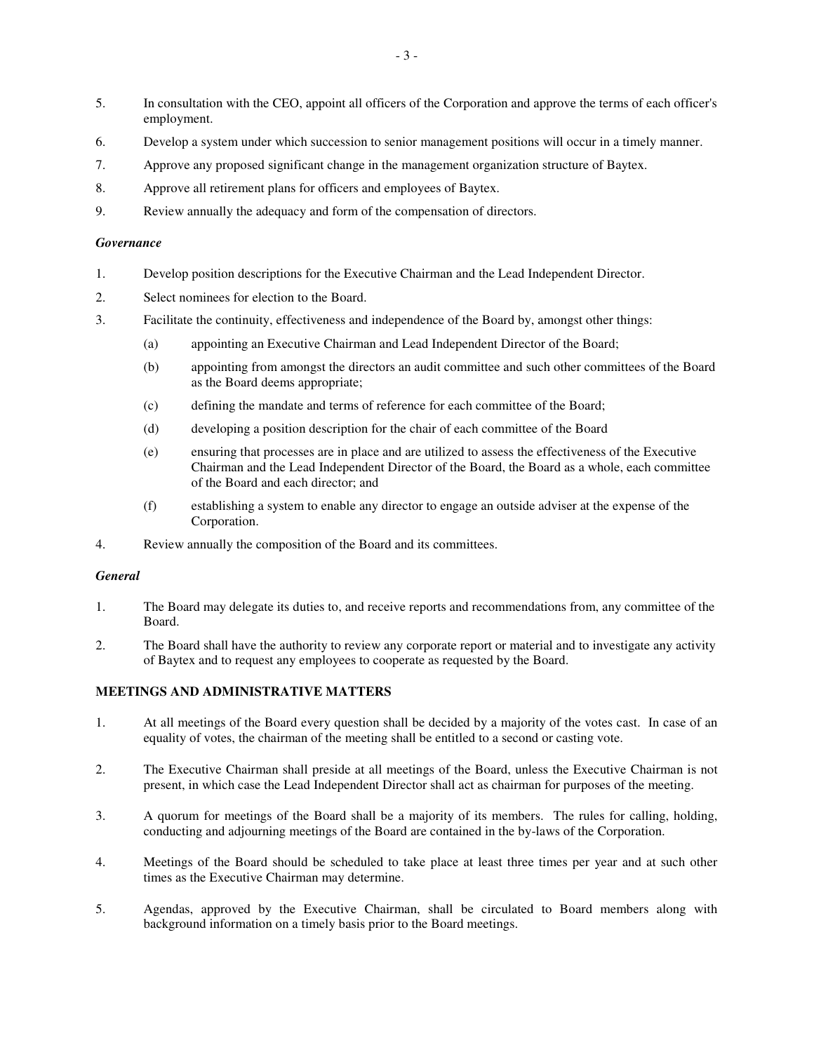5. In consultation with the CEO, appoint all officers of the Corporation and approve the terms of each officer's employment.
6. Develop a system under which succession to senior management positions will occur in a timely manner.
7. Approve any proposed significant change in the management organization structure of Baytex.
8. Approve all retirement plans for officers and employees of Baytex.
9. Review annually the adequacy and form of the compensation of directors.

***Governance***

1. Develop position descriptions for the Executive Chairman and the Lead Independent Director.
2. Select nominees for election to the Board.
3. Facilitate the continuity, effectiveness and independence of the Board by, amongst other things:
   (a) appointing an Executive Chairman and Lead Independent Director of the Board;
   (b) appointing from amongst the directors an audit committee and such other committees of the Board as the Board deems appropriate;
   (c) defining the mandate and terms of reference for each committee of the Board;
   (d) developing a position description for the chair of each committee of the Board
   (e) ensuring that processes are in place and are utilized to assess the effectiveness of the Executive Chairman and the Lead Independent Director of the Board, the Board as a whole, each committee of the Board and each director; and
   (f) establishing a system to enable any director to engage an outside adviser at the expense of the Corporation.
4. Review annually the composition of the Board and its committees.

***General***

1. The Board may delegate its duties to, and receive reports and recommendations from, any committee of the Board.
2. The Board shall have the authority to review any corporate report or material and to investigate any activity of Baytex and to request any employees to cooperate as requested by the Board.

**MEETINGS AND ADMINISTRATIVE MATTERS**

1. At all meetings of the Board every question shall be decided by a majority of the votes cast. In case of an equality of votes, the chairman of the meeting shall be entitled to a second or casting vote.
2. The Executive Chairman shall preside at all meetings of the Board, unless the Executive Chairman is not present, in which case the Lead Independent Director shall act as chairman for purposes of the meeting.
3. A quorum for meetings of the Board shall be a majority of its members. The rules for calling, holding, conducting and adjourning meetings of the Board are contained in the by-laws of the Corporation.
4. Meetings of the Board should be scheduled to take place at least three times per year and at such other times as the Executive Chairman may determine.
5. Agendas, approved by the Executive Chairman, shall be circulated to Board members along with background information on a timely basis prior to the Board meetings.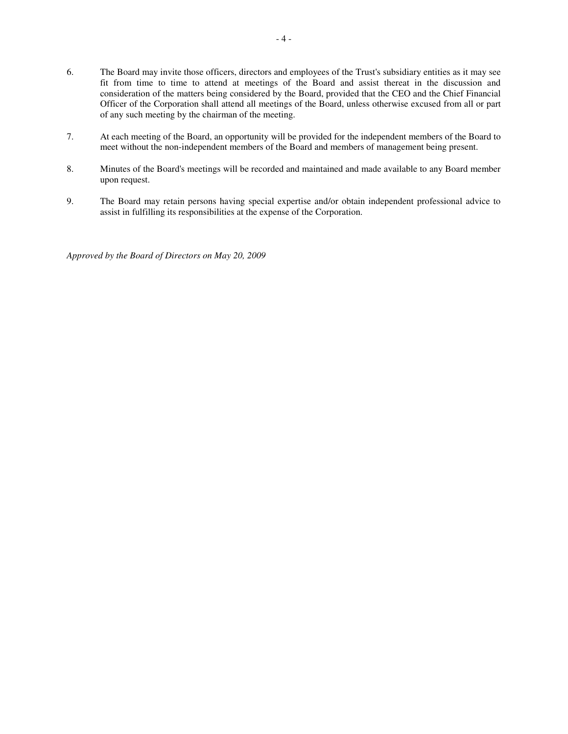6. The Board may invite those officers, directors and employees of the Trust's subsidiary entities as it may see fit from time to time to attend at meetings of the Board and assist thereat in the discussion and consideration of the matters being considered by the Board, provided that the CEO and the Chief Financial Officer of the Corporation shall attend all meetings of the Board, unless otherwise excused from all or part of any such meeting by the chairman of the meeting.

7. At each meeting of the Board, an opportunity will be provided for the independent members of the Board to meet without the non-independent members of the Board and members of management being present.

8. Minutes of the Board's meetings will be recorded and maintained and made available to any Board member upon request.

9. The Board may retain persons having special expertise and/or obtain independent professional advice to assist in fulfilling its responsibilities at the expense of the Corporation.

*Approved by the Board of Directors on May 20, 2009*